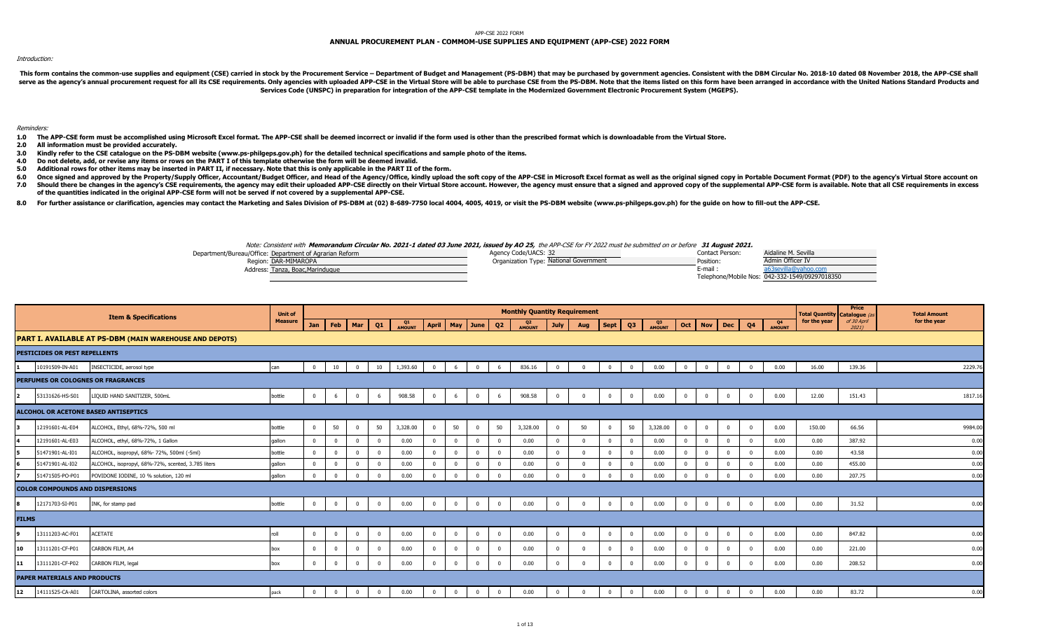APP-CSE 2022 FORM

# ANNUAL PROCUREMENT PLAN - COMMOM-USE SUPPLIES AND EQUIPMENT (APP-CSE) 2022 FORM

*Introduction:*

**This form contains the common-use supplies and equipment (CSE) carried in stock by the Procurement Service – Department of Budget and Management (PS-DBM) that may be purchased by government agencies. Consistent with the DBM Circular No. 2018-10 dated 08 November 2018, the APP-CSE shall serve as the agency's annual procurement request for all its CSE requirements. Only agencies with uploaded APP-CSE in the Virtual Store will be able to purchase CSE from the PS-DBM. Note that the items listed on this form have been arranged in accordance with the United Nations Standard Products and Services Code (UNSPC) in preparation for integration of the APP-CSE template in the Modernized Government Electronic Procurement System (MGEPS).**

*Reminders:*

**1.0 The APP-CSE form must be accomplished using Microsoft Excel format. The APP-CSE shall be deemed incorrect or invalid if the form used is other than the prescribed format which is downloadable from the Virtual Store.**
**2.0 All information must be provided accurately.**
**3.0 Kindly refer to the CSE catalogue on the PS-DBM website (www.ps-philgeps.gov.ph) for the detailed technical specifications and sample photo of the items.**
**4.0 Do not delete, add, or revise any items or rows on the PART I of this template otherwise the form will be deemed invalid.**
**5.0 Additional rows for other items may be inserted in PART II, if necessary. Note that this is only applicable in the PART II of the form.**
**6.0 Once signed and approved by the Property/Supply Officer, Accountant/Budget Officer, and Head of the Agency/Office, kindly upload the soft copy of the APP-CSE in Microsoft Excel format as well as the original signed copy in Portable Document Format (PDF) to the agency's Virtual Store account on**
**7.0 Should there be changes in the agency's CSE requirements, the agency may edit their uploaded APP-CSE directly on their Virtual Store account. However, the agency must ensure that a signed and approved copy of the supplemental APP-CSE form is available. Note that all CSE requirements in excess of the quantities indicated in the original APP-CSE form will not be served if not covered by a supplemental APP-CSE.**

**8.0 For further assistance or clarification, agencies may contact the Marketing and Sales Division of PS-DBM at (02) 8-689-7750 local 4004, 4005, 4019, or visit the PS-DBM website (www.ps-philgeps.gov.ph) for the guide on how to fill-out the APP-CSE.**

*Note: Consistent with **Memorandum Circular No. 2021-1 dated 03 June 2021, issued by AO 25,** the APP-CSE for FY 2022 must be submitted on or before **31 August 2021.***

Department/Bureau/Office: Department of Agrarian Reform
Region: DAR-MIMAROPA
Address: Tanza, Boac,Marinduque

Agency Code/UACS: 32
Organization Type: National Government

Contact Person: Aidaline M. Sevilla
Position: Admin Officer IV
E-mail : a63sevilla@yahoo.com
Telephone/Mobile Nos: 042-332-1549/09297018350

| Item & Specifications | | | Unit of Measure | Monthly Quantity Requirement | | | | | | | | | | | | | | | | | | | | Total Quantity for the year | Price Catalogue (as of 30 April 2021) | Total Amount for the year |
|---|---|---|---|---|---|---|---|---|---|---|---|---|---|---|---|---|---|---|---|---|---|---|---|---|---|---|
| | | | | Jan | Feb | Mar | Q1 | Q1 AMOUNT | April | May | June | Q2 | Q2 AMOUNT | July | Aug | Sept | Q3 | Q3 AMOUNT | Oct | Nov | Dec | Q4 | Q4 AMOUNT | | | |
| **PART I. AVAILABLE AT PS-DBM (MAIN WAREHOUSE AND DEPOTS)** | | | | | | | | | | | | | | | | | | | | | | | | | | |
| **PESTICIDES OR PEST REPELLENTS** | | | | | | | | | | | | | | | | | | | | | | | | | | |
| 1 | 10191509-IN-A01 | INSECTICIDE, aerosol type | can | 0 | 10 | 0 | 10 | 1,393.60 | 0 | 6 | 0 | 6 | 836.16 | 0 | 0 | 0 | 0 | 0.00 | 0 | 0 | 0 | 0 | 0.00 | 16.00 | 139.36 | 2229.76 |
| **PERFUMES OR COLOGNES OR FRAGRANCES** | | | | | | | | | | | | | | | | | | | | | | | | | | |
| 2 | 53131626-HS-S01 | LIQUID HAND SANITIZER, 500mL | bottle | 0 | 6 | 0 | 6 | 908.58 | 0 | 6 | 0 | 6 | 908.58 | 0 | 0 | 0 | 0 | 0.00 | 0 | 0 | 0 | 0 | 0.00 | 12.00 | 151.43 | 1817.16 |
| **ALCOHOL OR ACETONE BASED ANTISEPTICS** | | | | | | | | | | | | | | | | | | | | | | | | | | |
| 3 | 12191601-AL-E04 | ALCOHOL, Ethyl, 68%-72%, 500 ml | bottle | 0 | 50 | 0 | 50 | 3,328.00 | 0 | 50 | 0 | 50 | 3,328.00 | 0 | 50 | 0 | 50 | 3,328.00 | 0 | 0 | 0 | 0 | 0.00 | 150.00 | 66.56 | 9984.00 |
| 4 | 12191601-AL-E03 | ALCOHOL, ethyl, 68%-72%, 1 Gallon | gallon | 0 | 0 | 0 | 0 | 0.00 | 0 | 0 | 0 | 0 | 0.00 | 0 | 0 | 0 | 0 | 0.00 | 0 | 0 | 0 | 0 | 0.00 | 0.00 | 387.92 | 0.00 |
| 5 | 51471901-AL-I01 | ALCOHOL, isopropyl, 68%- 72%, 500ml (-5ml) | bottle | 0 | 0 | 0 | 0 | 0.00 | 0 | 0 | 0 | 0 | 0.00 | 0 | 0 | 0 | 0 | 0.00 | 0 | 0 | 0 | 0 | 0.00 | 0.00 | 43.58 | 0.00 |
| 6 | 51471901-AL-I02 | ALCOHOL, isopropyl, 68%-72%, scented, 3.785 liters | gallon | 0 | 0 | 0 | 0 | 0.00 | 0 | 0 | 0 | 0 | 0.00 | 0 | 0 | 0 | 0 | 0.00 | 0 | 0 | 0 | 0 | 0.00 | 0.00 | 455.00 | 0.00 |
| 7 | 51471505-PO-P01 | POVIDONE IODINE, 10 % solution, 120 ml | gallon | 0 | 0 | 0 | 0 | 0.00 | 0 | 0 | 0 | 0 | 0.00 | 0 | 0 | 0 | 0 | 0.00 | 0 | 0 | 0 | 0 | 0.00 | 0.00 | 207.75 | 0.00 |
| **COLOR COMPOUNDS AND DISPERSIONS** | | | | | | | | | | | | | | | | | | | | | | | | | | |
| 8 | 12171703-SI-P01 | INK, for stamp pad | bottle | 0 | 0 | 0 | 0 | 0.00 | 0 | 0 | 0 | 0 | 0.00 | 0 | 0 | 0 | 0 | 0.00 | 0 | 0 | 0 | 0 | 0.00 | 0.00 | 31.52 | 0.00 |
| **FILMS** | | | | | | | | | | | | | | | | | | | | | | | | | | |
| 9 | 13111203-AC-F01 | ACETATE | roll | 0 | 0 | 0 | 0 | 0.00 | 0 | 0 | 0 | 0 | 0.00 | 0 | 0 | 0 | 0 | 0.00 | 0 | 0 | 0 | 0 | 0.00 | 0.00 | 847.82 | 0.00 |
| 10 | 13111201-CF-P01 | CARBON FILM, A4 | box | 0 | 0 | 0 | 0 | 0.00 | 0 | 0 | 0 | 0 | 0.00 | 0 | 0 | 0 | 0 | 0.00 | 0 | 0 | 0 | 0 | 0.00 | 0.00 | 221.00 | 0.00 |
| 11 | 13111201-CF-P02 | CARBON FILM, legal | box | 0 | 0 | 0 | 0 | 0.00 | 0 | 0 | 0 | 0 | 0.00 | 0 | 0 | 0 | 0 | 0.00 | 0 | 0 | 0 | 0 | 0.00 | 0.00 | 208.52 | 0.00 |
| **PAPER MATERIALS AND PRODUCTS** | | | | | | | | | | | | | | | | | | | | | | | | | | |
| 12 | 14111525-CA-A01 | CARTOLINA, assorted colors | pack | 0 | 0 | 0 | 0 | 0.00 | 0 | 0 | 0 | 0 | 0.00 | 0 | 0 | 0 | 0 | 0.00 | 0 | 0 | 0 | 0 | 0.00 | 0.00 | 83.72 | 0.00 |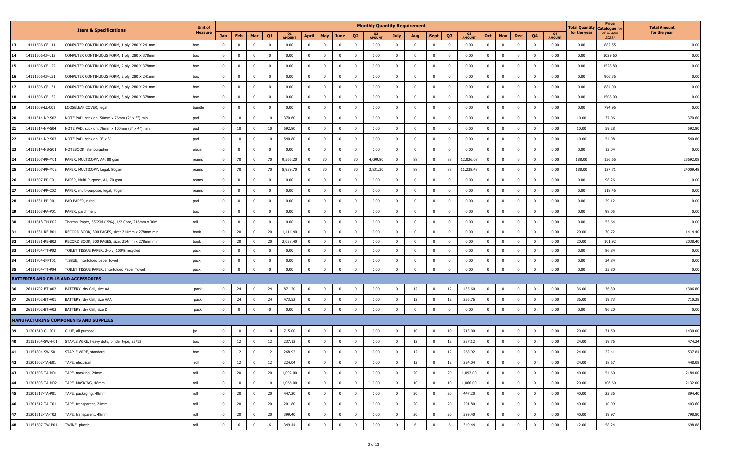| | Item & Specifications | | Unit of Measure | Monthly Quantity Requirement | | | | | | | | | | | | | | | | | | | | | | Total Quantity for the year | Price Catalogue (as of 30 April 2021) | Total Amount for the year |
|---|---|---|---|---|---|---|---|---|---|---|---|---|---|---|---|---|---|---|---|---|---|---|---|---|---|---|---|---|
| | | | | Jan | Feb | Mar | Q1 | Q1 AMOUNT | April | May | June | Q2 | Q2 AMOUNT | July | Aug | Sept | Q3 | Q3 AMOUNT | Oct | Nov | Dec | Q4 | Q4 AMOUNT | | | |
| 13 | 14111506-CF-L11 | COMPUTER CONTINUOUS FORM, 1 ply, 280 X 241mm | box | 0 | 0 | 0 | 0 | 0.00 | 0 | 0 | 0 | 0 | 0.00 | 0 | 0 | 0 | 0 | 0.00 | 0 | 0 | 0 | 0 | 0.00 | 0.00 | 882.55 | 0.00 |
| 14 | 14111506-CF-L12 | COMPUTER CONTINUOUS FORM, 1 ply, 280 X 378mm | box | 0 | 0 | 0 | 0 | 0.00 | 0 | 0 | 0 | 0 | 0.00 | 0 | 0 | 0 | 0 | 0.00 | 0 | 0 | 0 | 0 | 0.00 | 0.00 | 1029.60 | 0.00 |
| 15 | 14111506-CF-L22 | COMPUTER CONTINUOUS FORM, 2 ply, 280 X 378mm | box | 0 | 0 | 0 | 0 | 0.00 | 0 | 0 | 0 | 0 | 0.00 | 0 | 0 | 0 | 0 | 0.00 | 0 | 0 | 0 | 0 | 0.00 | 0.00 | 1528.80 | 0.00 |
| 16 | 14111506-CF-L21 | COMPUTER CONTINUOUS FORM, 2 ply, 280 X 241mm | box | 0 | 0 | 0 | 0 | 0.00 | 0 | 0 | 0 | 0 | 0.00 | 0 | 0 | 0 | 0 | 0.00 | 0 | 0 | 0 | 0 | 0.00 | 0.00 | 906.36 | 0.00 |
| 17 | 14111506-CF-L31 | COMPUTER CONTINUOUS FORM, 3 ply, 280 X 241mm | box | 0 | 0 | 0 | 0 | 0.00 | 0 | 0 | 0 | 0 | 0.00 | 0 | 0 | 0 | 0 | 0.00 | 0 | 0 | 0 | 0 | 0.00 | 0.00 | 884.00 | 0.00 |
| 18 | 14111506-CF-L32 | COMPUTER CONTINUOUS FORM, 3 ply, 280 X 378mm | box | 0 | 0 | 0 | 0 | 0.00 | 0 | 0 | 0 | 0 | 0.00 | 0 | 0 | 0 | 0 | 0.00 | 0 | 0 | 0 | 0 | 0.00 | 0.00 | 1508.00 | 0.00 |
| 19 | 14111609-LL-C01 | LOOSELEAF COVER, legal | bundle | 0 | 0 | 0 | 0 | 0.00 | 0 | 0 | 0 | 0 | 0.00 | 0 | 0 | 0 | 0 | 0.00 | 0 | 0 | 0 | 0 | 0.00 | 0.00 | 794.96 | 0.00 |
| 20 | 14111514-NP-S02 | NOTE PAD, stick on, 50mm x 76mm (2" x 3") min | pad | 0 | 10 | 0 | 10 | 370.60 | 0 | 0 | 0 | 0 | 0.00 | 0 | 0 | 0 | 0 | 0.00 | 0 | 0 | 0 | 0 | 0.00 | 10.00 | 37.06 | 370.60 |
| 21 | 14111514-NP-S04 | NOTE PAD, stick on, 76mm x 100mm (3" x 4") min | pad | 0 | 10 | 0 | 10 | 592.80 | 0 | 0 | 0 | 0 | 0.00 | 0 | 0 | 0 | 0 | 0.00 | 0 | 0 | 0 | 0 | 0.00 | 10.00 | 59.28 | 592.80 |
| 22 | 14111514-NP-S03 | NOTE PAD, stick on, 3" x 3" | pad | 0 | 10 | 0 | 10 | 540.80 | 0 | 0 | 0 | 0 | 0.00 | 0 | 0 | 0 | 0 | 0.00 | 0 | 0 | 0 | 0 | 0.00 | 10.00 | 54.08 | 540.80 |
| 23 | 14111514-NB-S01 | NOTEBOOK, stenographer | piece | 0 | 0 | 0 | 0 | 0.00 | 0 | 0 | 0 | 0 | 0.00 | 0 | 0 | 0 | 0 | 0.00 | 0 | 0 | 0 | 0 | 0.00 | 0.00 | 12.04 | 0.00 |
| 24 | 14111507-PP-M01 | PAPER, MULTICOPY, A4, 80 gsm | reams | 0 | 70 | 0 | 70 | 9,566.20 | 0 | 30 | 0 | 30 | 4,099.80 | 0 | 88 | 0 | 88 | 12,026.08 | 0 | 0 | 0 | 0 | 0.00 | 188.00 | 136.66 | 25692.08 |
| 25 | 14111507-PP-M02 | PAPER, MULTICOPY, Legal, 80gsm | reams | 0 | 70 | 0 | 70 | 8,939.70 | 0 | 30 | 0 | 30 | 3,831.30 | 0 | 88 | 0 | 88 | 11,238.48 | 0 | 0 | 0 | 0 | 0.00 | 188.00 | 127.71 | 24009.48 |
| 26 | 14111507-PP-C01 | PAPER, Multi-Purpose, A4, 70 gsm | reams | 0 | 0 | 0 | 0 | 0.00 | 0 | 0 | 0 | 0 | 0.00 | 0 | 0 | 0 | 0 | 0.00 | 0 | 0 | 0 | 0 | 0.00 | 0.00 | 98.26 | 0.00 |
| 27 | 14111507-PP-C02 | PAPER, multi-purpose, legal, 70gsm | reams | 0 | 0 | 0 | 0 | 0.00 | 0 | 0 | 0 | 0 | 0.00 | 0 | 0 | 0 | 0 | 0.00 | 0 | 0 | 0 | 0 | 0.00 | 0.00 | 118.46 | 0.00 |
| 28 | 14111531-PP-R01 | PAD PAPER, ruled | pad | 0 | 0 | 0 | 0 | 0.00 | 0 | 0 | 0 | 0 | 0.00 | 0 | 0 | 0 | 0 | 0.00 | 0 | 0 | 0 | 0 | 0.00 | 0.00 | 29.12 | 0.00 |
| 29 | 14111503-PA-P01 | PAPER, parchment | box | 0 | 0 | 0 | 0 | 0.00 | 0 | 0 | 0 | 0 | 0.00 | 0 | 0 | 0 | 0 | 0.00 | 0 | 0 | 0 | 0 | 0.00 | 0.00 | 98.05 | 0.00 |
| 30 | 14111818-TH-P02 | Thermal Paper, 55GSM (-5%) ,1/2 Core, 216mm x 30m | roll | 0 | 0 | 0 | 0 | 0.00 | 0 | 0 | 0 | 0 | 0.00 | 0 | 0 | 0 | 0 | 0.00 | 0 | 0 | 0 | 0 | 0.00 | 0.00 | 55.64 | 0.00 |
| 31 | 14111531-RE-B01 | RECORD BOOK, 300 PAGES, size: 214mm x 278mm min | book | 0 | 20 | 0 | 20 | 1,414.40 | 0 | 0 | 0 | 0 | 0.00 | 0 | 0 | 0 | 0 | 0.00 | 0 | 0 | 0 | 0 | 0.00 | 20.00 | 70.72 | 1414.40 |
| 32 | 14111531-RE-B02 | RECORD BOOK, 500 PAGES, size: 214mm x 278mm min | book | 0 | 20 | 0 | 20 | 2,038.40 | 0 | 0 | 0 | 0 | 0.00 | 0 | 0 | 0 | 0 | 0.00 | 0 | 0 | 0 | 0 | 0.00 | 20.00 | 101.92 | 2038.40 |
| 33 | 14111704-TT-P02 | TOILET TISSUE PAPER, 2-ply, 100% recycled | pack | 0 | 0 | 0 | 0 | 0.00 | 0 | 0 | 0 | 0 | 0.00 | 0 | 0 | 0 | 0 | 0.00 | 0 | 0 | 0 | 0 | 0.00 | 0.00 | 86.84 | 0.00 |
| 34 | 14111704-IFPT01 | TISSUE, interfolded paper towel | pack | 0 | 0 | 0 | 0 | 0.00 | 0 | 0 | 0 | 0 | 0.00 | 0 | 0 | 0 | 0 | 0.00 | 0 | 0 | 0 | 0 | 0.00 | 0.00 | 34.84 | 0.00 |
| 35 | 14111704-TT-P04 | TOILET TISSUE PAPER, Interfolded Paper Towel | pack | 0 | 0 | 0 | 0 | 0.00 | 0 | 0 | 0 | 0 | 0.00 | 0 | 0 | 0 | 0 | 0.00 | 0 | 0 | 0 | 0 | 0.00 | 0.00 | 33.80 | 0.00 |
| **BATTERIES AND CELLS AND ACCESSORIES** | | | | | | | | | | | | | | | | | | | | | | | | | | |
| 36 | 26111702-BT-A02 | BATTERY, dry Cell, size AA | pack | 0 | 24 | 0 | 24 | 871.20 | 0 | 0 | 0 | 0 | 0.00 | 0 | 12 | 0 | 12 | 435.60 | 0 | 0 | 0 | 0 | 0.00 | 36.00 | 36.30 | 1306.80 |
| 37 | 26111702-BT-A01 | BATTERY, dry Cell, size AAA | pack | 0 | 24 | 0 | 24 | 473.52 | 0 | 0 | 0 | 0 | 0.00 | 0 | 12 | 0 | 12 | 236.76 | 0 | 0 | 0 | 0 | 0.00 | 36.00 | 19.73 | 710.28 |
| 38 | 26111702-BT-A03 | BATTERY, dry Cell, size D | pack | 0 | 0 | 0 | 0 | 0.00 | 0 | 0 | 0 | 0 | 0.00 | 0 | 0 | 0 | 0 | 0.00 | 0 | 0 | 0 | 0 | 0.00 | 0.00 | 96.20 | 0.00 |
| **MANUFACTURING COMPONENTS AND SUPPLIES** | | | | | | | | | | | | | | | | | | | | | | | | | | |
| 39 | 31201610-GL-J01 | GLUE, all purpose | jar | 0 | 10 | 0 | 10 | 715.00 | 0 | 0 | 0 | 0 | 0.00 | 0 | 10 | 0 | 10 | 715.00 | 0 | 0 | 0 | 0 | 0.00 | 20.00 | 71.50 | 1430.00 |
| 40 | 31151804-SW-H01 | STAPLE WIRE, heavy duty, binder type, 23/13 | box | 0 | 12 | 0 | 12 | 237.12 | 0 | 0 | 0 | 0 | 0.00 | 0 | 12 | 0 | 12 | 237.12 | 0 | 0 | 0 | 0 | 0.00 | 24.00 | 19.76 | 474.24 |
| 41 | 31151804-SW-S01 | STAPLE WIRE, standard | box | 0 | 12 | 0 | 12 | 268.92 | 0 | 0 | 0 | 0 | 0.00 | 0 | 12 | 0 | 12 | 268.92 | 0 | 0 | 0 | 0 | 0.00 | 24.00 | 22.41 | 537.84 |
| 42 | 31201502-TA-E01 | TAPE, electrical | roll | 0 | 12 | 0 | 12 | 224.04 | 0 | 0 | 0 | 0 | 0.00 | 0 | 12 | 0 | 12 | 224.04 | 0 | 0 | 0 | 0 | 0.00 | 24.00 | 18.67 | 448.08 |
| 43 | 31201503-TA-M01 | TAPE, masking, 24mm | roll | 0 | 20 | 0 | 20 | 1,092.00 | 0 | 0 | 0 | 0 | 0.00 | 0 | 20 | 0 | 20 | 1,092.00 | 0 | 0 | 0 | 0 | 0.00 | 40.00 | 54.60 | 2184.00 |
| 44 | 31201503-TA-M02 | TAPE, MASKING, 48mm | roll | 0 | 10 | 0 | 10 | 1,066.00 | 0 | 0 | 0 | 0 | 0.00 | 0 | 10 | 0 | 10 | 1,066.00 | 0 | 0 | 0 | 0 | 0.00 | 20.00 | 106.60 | 2132.00 |
| 45 | 31201517-TA-P01 | TAPE, packaging, 48mm | roll | 0 | 20 | 0 | 20 | 447.20 | 0 | 0 | 0 | 0 | 0.00 | 0 | 20 | 0 | 20 | 447.20 | 0 | 0 | 0 | 0 | 0.00 | 40.00 | 22.36 | 894.40 |
| 46 | 31201512-TA-T01 | TAPE, transparent, 24mm | roll | 0 | 20 | 0 | 20 | 201.80 | 0 | 0 | 0 | 0 | 0.00 | 0 | 20 | 0 | 20 | 201.80 | 0 | 0 | 0 | 0 | 0.00 | 40.00 | 10.09 | 403.60 |
| 47 | 31201512-TA-T02 | TAPE, transparent, 48mm | roll | 0 | 20 | 0 | 20 | 399.40 | 0 | 0 | 0 | 0 | 0.00 | 0 | 20 | 0 | 20 | 399.40 | 0 | 0 | 0 | 0 | 0.00 | 40.00 | 19.97 | 798.80 |
| 48 | 31151507-TW-P01 | TWINE, plastic | roll | 0 | 6 | 0 | 6 | 349.44 | 0 | 0 | 0 | 0 | 0.00 | 0 | 6 | 0 | 6 | 349.44 | 0 | 0 | 0 | 0 | 0.00 | 12.00 | 58.24 | 698.88 |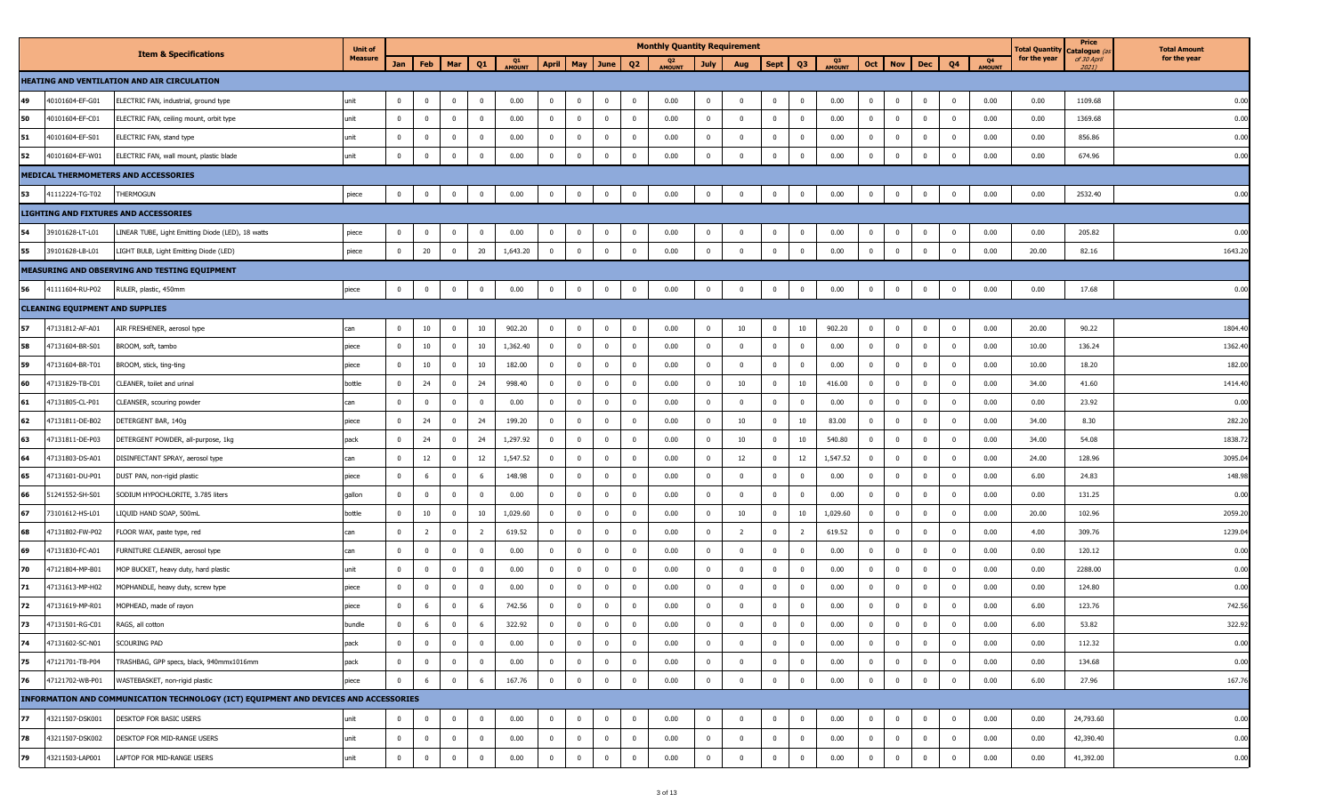| | | Item & Specifications | Unit of Measure | Monthly Quantity Requirement | | | | | | | | | | | | | | | | | | | | Total Quantity for the year | Price Catalogue (as of 30 April 2021) | Total Amount for the year |
|---|---|---|---|---|---|---|---|---|---|---|---|---|---|---|---|---|---|---|---|---|---|---|---|---|---|---|
| | | | | Jan | Feb | Mar | Q1 | Q1 AMOUNT | April | May | June | Q2 | Q2 AMOUNT | July | Aug | Sept | Q3 | Q3 AMOUNT | Oct | Nov | Dec | Q4 | Q4 AMOUNT | | | |
| **HEATING AND VENTILATION AND AIR CIRCULATION** | | | | | | | | | | | | | | | | | | | | | | | | | | |
| 49 | 40101604-EF-G01 | ELECTRIC FAN, industrial, ground type | unit | 0 | 0 | 0 | 0 | 0.00 | 0 | 0 | 0 | 0 | 0.00 | 0 | 0 | 0 | 0 | 0.00 | 0 | 0 | 0 | 0 | 0.00 | 0.00 | 1109.68 | 0.00 |
| 50 | 40101604-EF-C01 | ELECTRIC FAN, ceiling mount, orbit type | unit | 0 | 0 | 0 | 0 | 0.00 | 0 | 0 | 0 | 0 | 0.00 | 0 | 0 | 0 | 0 | 0.00 | 0 | 0 | 0 | 0 | 0.00 | 0.00 | 1369.68 | 0.00 |
| 51 | 40101604-EF-S01 | ELECTRIC FAN, stand type | unit | 0 | 0 | 0 | 0 | 0.00 | 0 | 0 | 0 | 0 | 0.00 | 0 | 0 | 0 | 0 | 0.00 | 0 | 0 | 0 | 0 | 0.00 | 0.00 | 856.86 | 0.00 |
| 52 | 40101604-EF-W01 | ELECTRIC FAN, wall mount, plastic blade | unit | 0 | 0 | 0 | 0 | 0.00 | 0 | 0 | 0 | 0 | 0.00 | 0 | 0 | 0 | 0 | 0.00 | 0 | 0 | 0 | 0 | 0.00 | 0.00 | 674.96 | 0.00 |
| **MEDICAL THERMOMETERS AND ACCESSORIES** | | | | | | | | | | | | | | | | | | | | | | | | | | |
| 53 | 41112224-TG-T02 | THERMOGUN | piece | 0 | 0 | 0 | 0 | 0.00 | 0 | 0 | 0 | 0 | 0.00 | 0 | 0 | 0 | 0 | 0.00 | 0 | 0 | 0 | 0 | 0.00 | 0.00 | 2532.40 | 0.00 |
| **LIGHTING AND FIXTURES AND ACCESSORIES** | | | | | | | | | | | | | | | | | | | | | | | | | | |
| 54 | 39101628-LT-L01 | LINEAR TUBE, Light Emitting Diode (LED), 18 watts | piece | 0 | 0 | 0 | 0 | 0.00 | 0 | 0 | 0 | 0 | 0.00 | 0 | 0 | 0 | 0 | 0.00 | 0 | 0 | 0 | 0 | 0.00 | 0.00 | 205.82 | 0.00 |
| 55 | 39101628-LB-L01 | LIGHT BULB, Light Emitting Diode (LED) | piece | 0 | 20 | 0 | 20 | 1,643.20 | 0 | 0 | 0 | 0 | 0.00 | 0 | 0 | 0 | 0 | 0.00 | 0 | 0 | 0 | 0 | 0.00 | 20.00 | 82.16 | 1643.20 |
| **MEASURING AND OBSERVING AND TESTING EQUIPMENT** | | | | | | | | | | | | | | | | | | | | | | | | | | |
| 56 | 41111604-RU-P02 | RULER, plastic, 450mm | piece | 0 | 0 | 0 | 0 | 0.00 | 0 | 0 | 0 | 0 | 0.00 | 0 | 0 | 0 | 0 | 0.00 | 0 | 0 | 0 | 0 | 0.00 | 0.00 | 17.68 | 0.00 |
| **CLEANING EQUIPMENT AND SUPPLIES** | | | | | | | | | | | | | | | | | | | | | | | | | | |
| 57 | 47131812-AF-A01 | AIR FRESHENER, aerosol type | can | 0 | 10 | 0 | 10 | 902.20 | 0 | 0 | 0 | 0 | 0.00 | 0 | 10 | 0 | 10 | 902.20 | 0 | 0 | 0 | 0 | 0.00 | 20.00 | 90.22 | 1804.40 |
| 58 | 47131604-BR-S01 | BROOM, soft, tambo | piece | 0 | 10 | 0 | 10 | 1,362.40 | 0 | 0 | 0 | 0 | 0.00 | 0 | 0 | 0 | 0 | 0.00 | 0 | 0 | 0 | 0 | 0.00 | 10.00 | 136.24 | 1362.40 |
| 59 | 47131604-BR-T01 | BROOM, stick, ting-ting | piece | 0 | 10 | 0 | 10 | 182.00 | 0 | 0 | 0 | 0 | 0.00 | 0 | 0 | 0 | 0 | 0.00 | 0 | 0 | 0 | 0 | 0.00 | 10.00 | 18.20 | 182.00 |
| 60 | 47131829-TB-C01 | CLEANER, toilet and urinal | bottle | 0 | 24 | 0 | 24 | 998.40 | 0 | 0 | 0 | 0 | 0.00 | 0 | 10 | 0 | 10 | 416.00 | 0 | 0 | 0 | 0 | 0.00 | 34.00 | 41.60 | 1414.40 |
| 61 | 47131805-CL-P01 | CLEANSER, scouring powder | can | 0 | 0 | 0 | 0 | 0.00 | 0 | 0 | 0 | 0 | 0.00 | 0 | 0 | 0 | 0 | 0.00 | 0 | 0 | 0 | 0 | 0.00 | 0.00 | 23.92 | 0.00 |
| 62 | 47131811-DE-B02 | DETERGENT BAR, 140g | piece | 0 | 24 | 0 | 24 | 199.20 | 0 | 0 | 0 | 0 | 0.00 | 0 | 10 | 0 | 10 | 83.00 | 0 | 0 | 0 | 0 | 0.00 | 34.00 | 8.30 | 282.20 |
| 63 | 47131811-DE-P03 | DETERGENT POWDER, all-purpose, 1kg | pack | 0 | 24 | 0 | 24 | 1,297.92 | 0 | 0 | 0 | 0 | 0.00 | 0 | 10 | 0 | 10 | 540.80 | 0 | 0 | 0 | 0 | 0.00 | 34.00 | 54.08 | 1838.72 |
| 64 | 47131803-DS-A01 | DISINFECTANT SPRAY, aerosol type | can | 0 | 12 | 0 | 12 | 1,547.52 | 0 | 0 | 0 | 0 | 0.00 | 0 | 12 | 0 | 12 | 1,547.52 | 0 | 0 | 0 | 0 | 0.00 | 24.00 | 128.96 | 3095.04 |
| 65 | 47131601-DU-P01 | DUST PAN, non-rigid plastic | piece | 0 | 6 | 0 | 6 | 148.98 | 0 | 0 | 0 | 0 | 0.00 | 0 | 0 | 0 | 0 | 0.00 | 0 | 0 | 0 | 0 | 0.00 | 6.00 | 24.83 | 148.98 |
| 66 | 51241552-SH-S01 | SODIUM HYPOCHLORITE, 3.785 liters | gallon | 0 | 0 | 0 | 0 | 0.00 | 0 | 0 | 0 | 0 | 0.00 | 0 | 0 | 0 | 0 | 0.00 | 0 | 0 | 0 | 0 | 0.00 | 0.00 | 131.25 | 0.00 |
| 67 | 73101612-HS-L01 | LIQUID HAND SOAP, 500mL | bottle | 0 | 10 | 0 | 10 | 1,029.60 | 0 | 0 | 0 | 0 | 0.00 | 0 | 10 | 0 | 10 | 1,029.60 | 0 | 0 | 0 | 0 | 0.00 | 20.00 | 102.96 | 2059.20 |
| 68 | 47131802-FW-P02 | FLOOR WAX, paste type, red | can | 0 | 2 | 0 | 2 | 619.52 | 0 | 0 | 0 | 0 | 0.00 | 0 | 2 | 0 | 2 | 619.52 | 0 | 0 | 0 | 0 | 0.00 | 4.00 | 309.76 | 1239.04 |
| 69 | 47131830-FC-A01 | FURNITURE CLEANER, aerosol type | can | 0 | 0 | 0 | 0 | 0.00 | 0 | 0 | 0 | 0 | 0.00 | 0 | 0 | 0 | 0 | 0.00 | 0 | 0 | 0 | 0 | 0.00 | 0.00 | 120.12 | 0.00 |
| 70 | 47121804-MP-B01 | MOP BUCKET, heavy duty, hard plastic | unit | 0 | 0 | 0 | 0 | 0.00 | 0 | 0 | 0 | 0 | 0.00 | 0 | 0 | 0 | 0 | 0.00 | 0 | 0 | 0 | 0 | 0.00 | 0.00 | 2288.00 | 0.00 |
| 71 | 47131613-MP-H02 | MOPHANDLE, heavy duty, screw type | piece | 0 | 0 | 0 | 0 | 0.00 | 0 | 0 | 0 | 0 | 0.00 | 0 | 0 | 0 | 0 | 0.00 | 0 | 0 | 0 | 0 | 0.00 | 0.00 | 124.80 | 0.00 |
| 72 | 47131619-MP-R01 | MOPHEAD, made of rayon | piece | 0 | 6 | 0 | 6 | 742.56 | 0 | 0 | 0 | 0 | 0.00 | 0 | 0 | 0 | 0 | 0.00 | 0 | 0 | 0 | 0 | 0.00 | 6.00 | 123.76 | 742.56 |
| 73 | 47131501-RG-C01 | RAGS, all cotton | bundle | 0 | 6 | 0 | 6 | 322.92 | 0 | 0 | 0 | 0 | 0.00 | 0 | 0 | 0 | 0 | 0.00 | 0 | 0 | 0 | 0 | 0.00 | 6.00 | 53.82 | 322.92 |
| 74 | 47131602-SC-N01 | SCOURING PAD | pack | 0 | 0 | 0 | 0 | 0.00 | 0 | 0 | 0 | 0 | 0.00 | 0 | 0 | 0 | 0 | 0.00 | 0 | 0 | 0 | 0 | 0.00 | 0.00 | 112.32 | 0.00 |
| 75 | 47121701-TB-P04 | TRASHBAG, GPP specs, black, 940mmx1016mm | pack | 0 | 0 | 0 | 0 | 0.00 | 0 | 0 | 0 | 0 | 0.00 | 0 | 0 | 0 | 0 | 0.00 | 0 | 0 | 0 | 0 | 0.00 | 0.00 | 134.68 | 0.00 |
| 76 | 47121702-WB-P01 | WASTEBASKET, non-rigid plastic | piece | 0 | 6 | 0 | 6 | 167.76 | 0 | 0 | 0 | 0 | 0.00 | 0 | 0 | 0 | 0 | 0.00 | 0 | 0 | 0 | 0 | 0.00 | 6.00 | 27.96 | 167.76 |
| **INFORMATION AND COMMUNICATION TECHNOLOGY (ICT) EQUIPMENT AND DEVICES AND ACCESSORIES** | | | | | | | | | | | | | | | | | | | | | | | | | | |
| 77 | 43211507-DSK001 | DESKTOP FOR BASIC USERS | unit | 0 | 0 | 0 | 0 | 0.00 | 0 | 0 | 0 | 0 | 0.00 | 0 | 0 | 0 | 0 | 0.00 | 0 | 0 | 0 | 0 | 0.00 | 0.00 | 24,793.60 | 0.00 |
| 78 | 43211507-DSK002 | DESKTOP FOR MID-RANGE USERS | unit | 0 | 0 | 0 | 0 | 0.00 | 0 | 0 | 0 | 0 | 0.00 | 0 | 0 | 0 | 0 | 0.00 | 0 | 0 | 0 | 0 | 0.00 | 0.00 | 42,390.40 | 0.00 |
| 79 | 43211503-LAP001 | LAPTOP FOR MID-RANGE USERS | unit | 0 | 0 | 0 | 0 | 0.00 | 0 | 0 | 0 | 0 | 0.00 | 0 | 0 | 0 | 0 | 0.00 | 0 | 0 | 0 | 0 | 0.00 | 0.00 | 41,392.00 | 0.00 |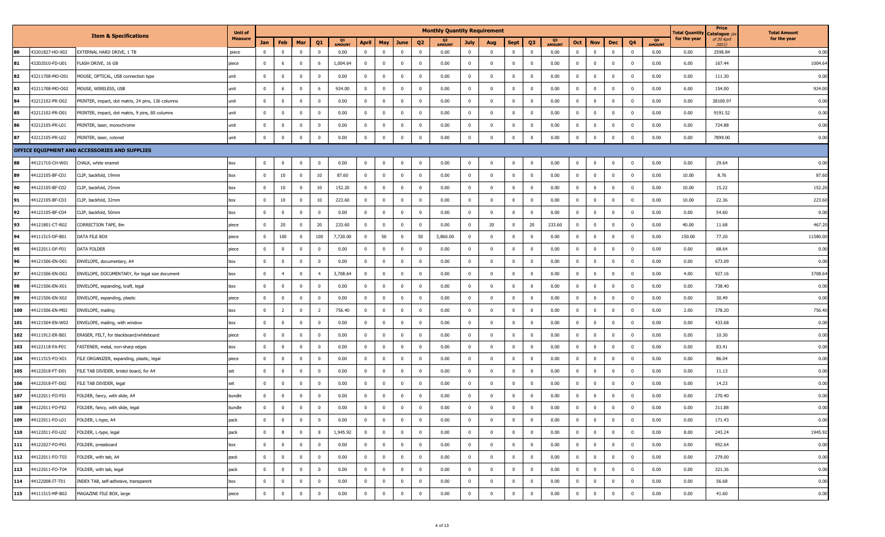| | | Item & Specifications | Unit of Measure | Monthly Quantity Requirement | | | | | | | | | | | | | | | | | | | | | Total Quantity for the year | Price Catalogue (as of 30 April 2021) | Total Amount for the year |
|---|---|---|---|---|---|---|---|---|---|---|---|---|---|---|---|---|---|---|---|---|---|---|---|---|---|---|---|
| | | | | Jan | Feb | Mar | Q1 | Q1 AMOUNT | April | May | June | Q2 | Q2 AMOUNT | July | Aug | Sept | Q3 | Q3 AMOUNT | Oct | Nov | Dec | Q4 | Q4 AMOUNT | | | |
| 80 | 43201827-HD-X02 | EXTERNAL HARD DRIVE, 1 TB | piece | 0 | 0 | 0 | 0 | 0.00 | 0 | 0 | 0 | 0 | 0.00 | 0 | 0 | 0 | 0 | 0.00 | 0 | 0 | 0 | 0 | 0.00 | 0.00 | 2598.84 | 0.00 |
| 81 | 43202010-FD-U01 | FLASH DRIVE, 16 GB | piece | 0 | 6 | 0 | 6 | 1,004.64 | 0 | 0 | 0 | 0 | 0.00 | 0 | 0 | 0 | 0 | 0.00 | 0 | 0 | 0 | 0 | 0.00 | 6.00 | 167.44 | 1004.64 |
| 82 | 43211708-MO-O01 | MOUSE, OPTICAL, USB connection type | unit | 0 | 0 | 0 | 0 | 0.00 | 0 | 0 | 0 | 0 | 0.00 | 0 | 0 | 0 | 0 | 0.00 | 0 | 0 | 0 | 0 | 0.00 | 0.00 | 111.30 | 0.00 |
| 83 | 43211708-MO-O02 | MOUSE, WIRELESS, USB | unit | 0 | 6 | 0 | 6 | 924.00 | 0 | 0 | 0 | 0 | 0.00 | 0 | 0 | 0 | 0 | 0.00 | 0 | 0 | 0 | 0 | 0.00 | 6.00 | 154.00 | 924.00 |
| 84 | 43212102-PR-D02 | PRINTER, impact, dot matrix, 24 pins, 136 columns | unit | 0 | 0 | 0 | 0 | 0.00 | 0 | 0 | 0 | 0 | 0.00 | 0 | 0 | 0 | 0 | 0.00 | 0 | 0 | 0 | 0 | 0.00 | 0.00 | 38100.97 | 0.00 |
| 85 | 43212102-PR-D01 | PRINTER, impact, dot matrix, 9 pins, 80 columns | unit | 0 | 0 | 0 | 0 | 0.00 | 0 | 0 | 0 | 0 | 0.00 | 0 | 0 | 0 | 0 | 0.00 | 0 | 0 | 0 | 0 | 0.00 | 0.00 | 9191.52 | 0.00 |
| 86 | 43212105-PR-L01 | PRINTER, laser, monochrome | unit | 0 | 0 | 0 | 0 | 0.00 | 0 | 0 | 0 | 0 | 0.00 | 0 | 0 | 0 | 0 | 0.00 | 0 | 0 | 0 | 0 | 0.00 | 0.00 | 724.88 | 0.00 |
| 87 | 43212105-PR-L02 | PRINTER, laser, colored | unit | 0 | 0 | 0 | 0 | 0.00 | 0 | 0 | 0 | 0 | 0.00 | 0 | 0 | 0 | 0 | 0.00 | 0 | 0 | 0 | 0 | 0.00 | 0.00 | 7899.00 | 0.00 |
| | | **OFFICE EQUIPMENT AND ACCESSORIES AND SUPPLIES** | | | | | | | | | | | | | | | | | | | | | | | | |
| 88 | 44121710-CH-W01 | CHALK, white enamel | box | 0 | 0 | 0 | 0 | 0.00 | 0 | 0 | 0 | 0 | 0.00 | 0 | 0 | 0 | 0 | 0.00 | 0 | 0 | 0 | 0 | 0.00 | 0.00 | 29.64 | 0.00 |
| 89 | 44122105-BF-C01 | CLIP, backfold, 19mm | box | 0 | 10 | 0 | 10 | 87.60 | 0 | 0 | 0 | 0 | 0.00 | 0 | 0 | 0 | 0 | 0.00 | 0 | 0 | 0 | 0 | 0.00 | 10.00 | 8.76 | 87.60 |
| 90 | 44122105-BF-C02 | CLIP, backfold, 25mm | box | 0 | 10 | 0 | 10 | 152.20 | 0 | 0 | 0 | 0 | 0.00 | 0 | 0 | 0 | 0 | 0.00 | 0 | 0 | 0 | 0 | 0.00 | 10.00 | 15.22 | 152.20 |
| 91 | 44122105-BF-C03 | CLIP, backfold, 32mm | box | 0 | 10 | 0 | 10 | 223.60 | 0 | 0 | 0 | 0 | 0.00 | 0 | 0 | 0 | 0 | 0.00 | 0 | 0 | 0 | 0 | 0.00 | 10.00 | 22.36 | 223.60 |
| 92 | 44122105-BF-C04 | CLIP, backfold, 50mm | box | 0 | 0 | 0 | 0 | 0.00 | 0 | 0 | 0 | 0 | 0.00 | 0 | 0 | 0 | 0 | 0.00 | 0 | 0 | 0 | 0 | 0.00 | 0.00 | 54.60 | 0.00 |
| 93 | 44121801-CT-R02 | CORRECTION TAPE, 8m | piece | 0 | 20 | 0 | 20 | 233.60 | 0 | 0 | 0 | 0 | 0.00 | 0 | 20 | 0 | 20 | 233.60 | 0 | 0 | 0 | 0 | 0.00 | 40.00 | 11.68 | 467.20 |
| 94 | 44111515-DF-B01 | DATA FILE BOX | piece | 0 | 100 | 0 | 100 | 7,720.00 | 0 | 50 | 0 | 50 | 3,860.00 | 0 | 0 | 0 | 0 | 0.00 | 0 | 0 | 0 | 0 | 0.00 | 150.00 | 77.20 | 11580.00 |
| 95 | 44122011-DF-F01 | DATA FOLDER | piece | 0 | 0 | 0 | 0 | 0.00 | 0 | 0 | 0 | 0 | 0.00 | 0 | 0 | 0 | 0 | 0.00 | 0 | 0 | 0 | 0 | 0.00 | 0.00 | 68.64 | 0.00 |
| 96 | 44121506-EN-D01 | ENVELOPE, documentary, A4 | box | 0 | 0 | 0 | 0 | 0.00 | 0 | 0 | 0 | 0 | 0.00 | 0 | 0 | 0 | 0 | 0.00 | 0 | 0 | 0 | 0 | 0.00 | 0.00 | 673.09 | 0.00 |
| 97 | 44121506-EN-D02 | ENVELOPE, DOCUMENTARY, for legal size document | box | 0 | 4 | 0 | 4 | 3,708.64 | 0 | 0 | 0 | 0 | 0.00 | 0 | 0 | 0 | 0 | 0.00 | 0 | 0 | 0 | 0 | 0.00 | 4.00 | 927.16 | 3708.64 |
| 98 | 44121506-EN-X01 | ENVELOPE, expanding, kraft, legal | box | 0 | 0 | 0 | 0 | 0.00 | 0 | 0 | 0 | 0 | 0.00 | 0 | 0 | 0 | 0 | 0.00 | 0 | 0 | 0 | 0 | 0.00 | 0.00 | 738.40 | 0.00 |
| 99 | 44121506-EN-X02 | ENVELOPE, expanding, plastic | piece | 0 | 0 | 0 | 0 | 0.00 | 0 | 0 | 0 | 0 | 0.00 | 0 | 0 | 0 | 0 | 0.00 | 0 | 0 | 0 | 0 | 0.00 | 0.00 | 30.49 | 0.00 |
| 100 | 44121506-EN-M02 | ENVELOPE, mailing | box | 0 | 2 | 0 | 2 | 756.40 | 0 | 0 | 0 | 0 | 0.00 | 0 | 0 | 0 | 0 | 0.00 | 0 | 0 | 0 | 0 | 0.00 | 2.00 | 378.20 | 756.40 |
| 101 | 44121504-EN-W02 | ENVELOPE, mailing, with window | box | 0 | 0 | 0 | 0 | 0.00 | 0 | 0 | 0 | 0 | 0.00 | 0 | 0 | 0 | 0 | 0.00 | 0 | 0 | 0 | 0 | 0.00 | 0.00 | 433.68 | 0.00 |
| 102 | 44111912-ER-B01 | ERASER, FELT, for blackboard/whiteboard | piece | 0 | 0 | 0 | 0 | 0.00 | 0 | 0 | 0 | 0 | 0.00 | 0 | 0 | 0 | 0 | 0.00 | 0 | 0 | 0 | 0 | 0.00 | 0.00 | 10.30 | 0.00 |
| 103 | 44122118-FA-P01 | FASTENER, metal, non-sharp edges | box | 0 | 0 | 0 | 0 | 0.00 | 0 | 0 | 0 | 0 | 0.00 | 0 | 0 | 0 | 0 | 0.00 | 0 | 0 | 0 | 0 | 0.00 | 0.00 | 83.41 | 0.00 |
| 104 | 44111515-FO-X01 | FILE ORGANIZER, expanding, plastic, legal | piece | 0 | 0 | 0 | 0 | 0.00 | 0 | 0 | 0 | 0 | 0.00 | 0 | 0 | 0 | 0 | 0.00 | 0 | 0 | 0 | 0 | 0.00 | 0.00 | 86.04 | 0.00 |
| 105 | 44122018-FT-D01 | FILE TAB DIVIDER, bristol board, for A4 | set | 0 | 0 | 0 | 0 | 0.00 | 0 | 0 | 0 | 0 | 0.00 | 0 | 0 | 0 | 0 | 0.00 | 0 | 0 | 0 | 0 | 0.00 | 0.00 | 11.13 | 0.00 |
| 106 | 44122018-FT-D02 | FILE TAB DIVIDER, legal | set | 0 | 0 | 0 | 0 | 0.00 | 0 | 0 | 0 | 0 | 0.00 | 0 | 0 | 0 | 0 | 0.00 | 0 | 0 | 0 | 0 | 0.00 | 0.00 | 14.23 | 0.00 |
| 107 | 44122011-FO-F01 | FOLDER, fancy, with slide, A4 | bundle | 0 | 0 | 0 | 0 | 0.00 | 0 | 0 | 0 | 0 | 0.00 | 0 | 0 | 0 | 0 | 0.00 | 0 | 0 | 0 | 0 | 0.00 | 0.00 | 270.40 | 0.00 |
| 108 | 44122011-FO-F02 | FOLDER, fancy, with slide, legal | bundle | 0 | 0 | 0 | 0 | 0.00 | 0 | 0 | 0 | 0 | 0.00 | 0 | 0 | 0 | 0 | 0.00 | 0 | 0 | 0 | 0 | 0.00 | 0.00 | 311.88 | 0.00 |
| 109 | 44122011-FO-L01 | FOLDER, L-type, A4 | pack | 0 | 0 | 0 | 0 | 0.00 | 0 | 0 | 0 | 0 | 0.00 | 0 | 0 | 0 | 0 | 0.00 | 0 | 0 | 0 | 0 | 0.00 | 0.00 | 171.43 | 0.00 |
| 110 | 44122011-FO-L02 | FOLDER, L-type, legal | pack | 0 | 8 | 0 | 8 | 1,945.92 | 0 | 0 | 0 | 0 | 0.00 | 0 | 0 | 0 | 0 | 0.00 | 0 | 0 | 0 | 0 | 0.00 | 8.00 | 243.24 | 1945.92 |
| 111 | 44122027-FO-P01 | FOLDER, pressboard | box | 0 | 0 | 0 | 0 | 0.00 | 0 | 0 | 0 | 0 | 0.00 | 0 | 0 | 0 | 0 | 0.00 | 0 | 0 | 0 | 0 | 0.00 | 0.00 | 952.64 | 0.00 |
| 112 | 44122011-FO-T03 | FOLDER, with tab, A4 | pack | 0 | 0 | 0 | 0 | 0.00 | 0 | 0 | 0 | 0 | 0.00 | 0 | 0 | 0 | 0 | 0.00 | 0 | 0 | 0 | 0 | 0.00 | 0.00 | 279.00 | 0.00 |
| 113 | 44122011-FO-T04 | FOLDER, with tab, legal | pack | 0 | 0 | 0 | 0 | 0.00 | 0 | 0 | 0 | 0 | 0.00 | 0 | 0 | 0 | 0 | 0.00 | 0 | 0 | 0 | 0 | 0.00 | 0.00 | 321.36 | 0.00 |
| 114 | 44122008-IT-T01 | INDEX TAB, self-adhesive, transparent | box | 0 | 0 | 0 | 0 | 0.00 | 0 | 0 | 0 | 0 | 0.00 | 0 | 0 | 0 | 0 | 0.00 | 0 | 0 | 0 | 0 | 0.00 | 0.00 | 56.68 | 0.00 |
| 115 | 44111515-MF-B02 | MAGAZINE FILE BOX, large | piece | 0 | 0 | 0 | 0 | 0.00 | 0 | 0 | 0 | 0 | 0.00 | 0 | 0 | 0 | 0 | 0.00 | 0 | 0 | 0 | 0 | 0.00 | 0.00 | 41.60 | 0.00 |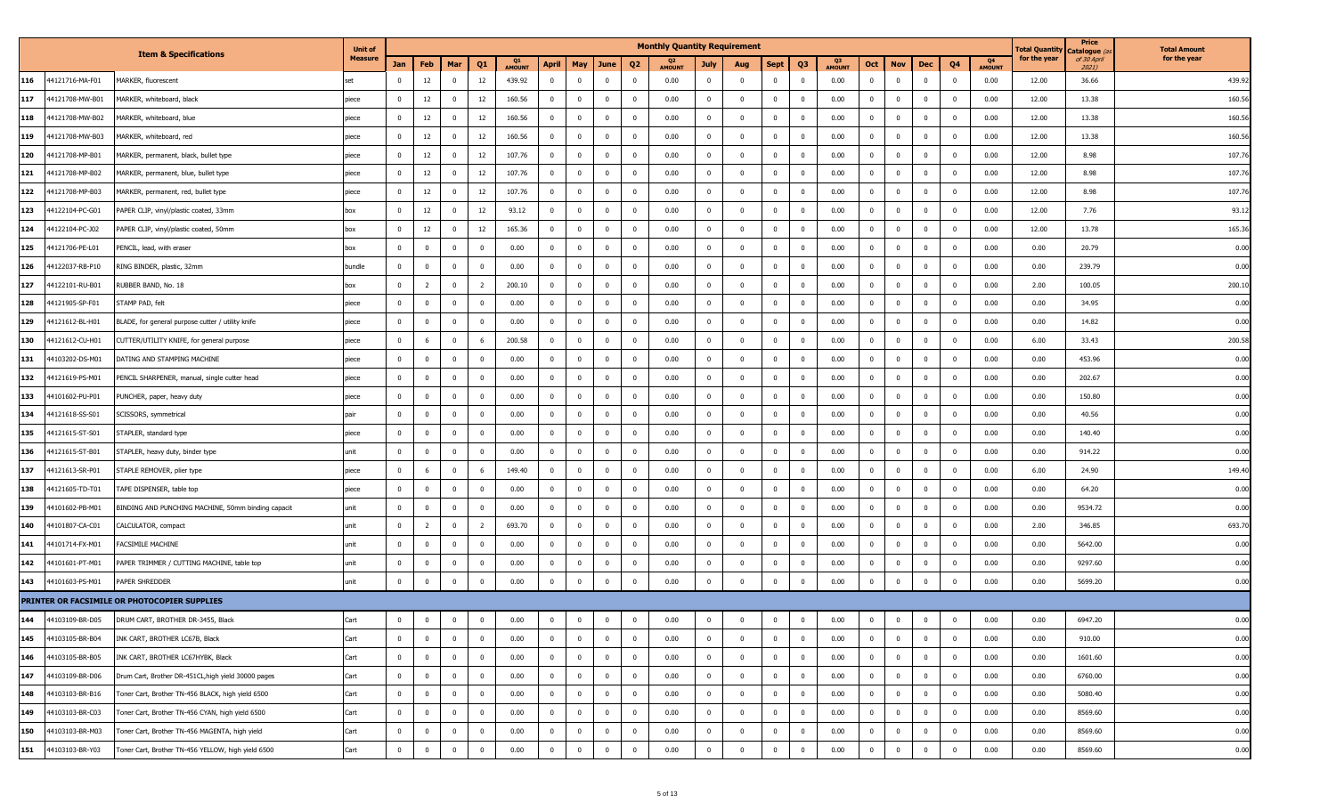| | | Item & Specifications | Unit of Measure | Monthly Quantity Requirement | | | | | | | | | | | | | | | | | | | | | | Total Quantity for the year | Price Catalogue (as of 30 April 2021) | Total Amount for the year |
|---|---|---|---|---|---|---|---|---|---|---|---|---|---|---|---|---|---|---|---|---|---|---|---|---|---|---|---|---|
| | | | | Jan | Feb | Mar | Q1 | Q1 AMOUNT | April | May | June | Q2 | Q2 AMOUNT | July | Aug | Sept | Q3 | Q3 AMOUNT | Oct | Nov | Dec | Q4 | Q4 AMOUNT | | | |
| 116 | 44121716-MA-F01 | MARKER, fluorescent | set | 0 | 12 | 0 | 12 | 439.92 | 0 | 0 | 0 | 0 | 0.00 | 0 | 0 | 0 | 0 | 0.00 | 0 | 0 | 0 | 0 | 0.00 | 12.00 | 36.66 | 439.92 |
| 117 | 44121708-MW-B01 | MARKER, whiteboard, black | piece | 0 | 12 | 0 | 12 | 160.56 | 0 | 0 | 0 | 0 | 0.00 | 0 | 0 | 0 | 0 | 0.00 | 0 | 0 | 0 | 0 | 0.00 | 12.00 | 13.38 | 160.56 |
| 118 | 44121708-MW-B02 | MARKER, whiteboard, blue | piece | 0 | 12 | 0 | 12 | 160.56 | 0 | 0 | 0 | 0 | 0.00 | 0 | 0 | 0 | 0 | 0.00 | 0 | 0 | 0 | 0 | 0.00 | 12.00 | 13.38 | 160.56 |
| 119 | 44121708-MW-B03 | MARKER, whiteboard, red | piece | 0 | 12 | 0 | 12 | 160.56 | 0 | 0 | 0 | 0 | 0.00 | 0 | 0 | 0 | 0 | 0.00 | 0 | 0 | 0 | 0 | 0.00 | 12.00 | 13.38 | 160.56 |
| 120 | 44121708-MP-B01 | MARKER, permanent, black, bullet type | piece | 0 | 12 | 0 | 12 | 107.76 | 0 | 0 | 0 | 0 | 0.00 | 0 | 0 | 0 | 0 | 0.00 | 0 | 0 | 0 | 0 | 0.00 | 12.00 | 8.98 | 107.76 |
| 121 | 44121708-MP-B02 | MARKER, permanent, blue, bullet type | piece | 0 | 12 | 0 | 12 | 107.76 | 0 | 0 | 0 | 0 | 0.00 | 0 | 0 | 0 | 0 | 0.00 | 0 | 0 | 0 | 0 | 0.00 | 12.00 | 8.98 | 107.76 |
| 122 | 44121708-MP-B03 | MARKER, permanent, red, bullet type | piece | 0 | 12 | 0 | 12 | 107.76 | 0 | 0 | 0 | 0 | 0.00 | 0 | 0 | 0 | 0 | 0.00 | 0 | 0 | 0 | 0 | 0.00 | 12.00 | 8.98 | 107.76 |
| 123 | 44122104-PC-G01 | PAPER CLIP, vinyl/plastic coated, 33mm | box | 0 | 12 | 0 | 12 | 93.12 | 0 | 0 | 0 | 0 | 0.00 | 0 | 0 | 0 | 0 | 0.00 | 0 | 0 | 0 | 0 | 0.00 | 12.00 | 7.76 | 93.12 |
| 124 | 44122104-PC-J02 | PAPER CLIP, vinyl/plastic coated, 50mm | box | 0 | 12 | 0 | 12 | 165.36 | 0 | 0 | 0 | 0 | 0.00 | 0 | 0 | 0 | 0 | 0.00 | 0 | 0 | 0 | 0 | 0.00 | 12.00 | 13.78 | 165.36 |
| 125 | 44121706-PE-L01 | PENCIL, lead, with eraser | box | 0 | 0 | 0 | 0 | 0.00 | 0 | 0 | 0 | 0 | 0.00 | 0 | 0 | 0 | 0 | 0.00 | 0 | 0 | 0 | 0 | 0.00 | 0.00 | 20.79 | 0.00 |
| 126 | 44122037-RB-P10 | RING BINDER, plastic, 32mm | bundle | 0 | 0 | 0 | 0 | 0.00 | 0 | 0 | 0 | 0 | 0.00 | 0 | 0 | 0 | 0 | 0.00 | 0 | 0 | 0 | 0 | 0.00 | 0.00 | 239.79 | 0.00 |
| 127 | 44122101-RU-B01 | RUBBER BAND, No. 18 | box | 0 | 2 | 0 | 2 | 200.10 | 0 | 0 | 0 | 0 | 0.00 | 0 | 0 | 0 | 0 | 0.00 | 0 | 0 | 0 | 0 | 0.00 | 2.00 | 100.05 | 200.10 |
| 128 | 44121905-SP-F01 | STAMP PAD, felt | piece | 0 | 0 | 0 | 0 | 0.00 | 0 | 0 | 0 | 0 | 0.00 | 0 | 0 | 0 | 0 | 0.00 | 0 | 0 | 0 | 0 | 0.00 | 0.00 | 34.95 | 0.00 |
| 129 | 44121612-BL-H01 | BLADE, for general purpose cutter / utility knife | piece | 0 | 0 | 0 | 0 | 0.00 | 0 | 0 | 0 | 0 | 0.00 | 0 | 0 | 0 | 0 | 0.00 | 0 | 0 | 0 | 0 | 0.00 | 0.00 | 14.82 | 0.00 |
| 130 | 44121612-CU-H01 | CUTTER/UTILITY KNIFE, for general purpose | piece | 0 | 6 | 0 | 6 | 200.58 | 0 | 0 | 0 | 0 | 0.00 | 0 | 0 | 0 | 0 | 0.00 | 0 | 0 | 0 | 0 | 0.00 | 6.00 | 33.43 | 200.58 |
| 131 | 44103202-DS-M01 | DATING AND STAMPING MACHINE | piece | 0 | 0 | 0 | 0 | 0.00 | 0 | 0 | 0 | 0 | 0.00 | 0 | 0 | 0 | 0 | 0.00 | 0 | 0 | 0 | 0 | 0.00 | 0.00 | 453.96 | 0.00 |
| 132 | 44121619-PS-M01 | PENCIL SHARPENER, manual, single cutter head | piece | 0 | 0 | 0 | 0 | 0.00 | 0 | 0 | 0 | 0 | 0.00 | 0 | 0 | 0 | 0 | 0.00 | 0 | 0 | 0 | 0 | 0.00 | 0.00 | 202.67 | 0.00 |
| 133 | 44101602-PU-P01 | PUNCHER, paper, heavy duty | piece | 0 | 0 | 0 | 0 | 0.00 | 0 | 0 | 0 | 0 | 0.00 | 0 | 0 | 0 | 0 | 0.00 | 0 | 0 | 0 | 0 | 0.00 | 0.00 | 150.80 | 0.00 |
| 134 | 44121618-SS-S01 | SCISSORS, symmetrical | pair | 0 | 0 | 0 | 0 | 0.00 | 0 | 0 | 0 | 0 | 0.00 | 0 | 0 | 0 | 0 | 0.00 | 0 | 0 | 0 | 0 | 0.00 | 0.00 | 40.56 | 0.00 |
| 135 | 44121615-ST-S01 | STAPLER, standard type | piece | 0 | 0 | 0 | 0 | 0.00 | 0 | 0 | 0 | 0 | 0.00 | 0 | 0 | 0 | 0 | 0.00 | 0 | 0 | 0 | 0 | 0.00 | 0.00 | 140.40 | 0.00 |
| 136 | 44121615-ST-B01 | STAPLER, heavy duty, binder type | unit | 0 | 0 | 0 | 0 | 0.00 | 0 | 0 | 0 | 0 | 0.00 | 0 | 0 | 0 | 0 | 0.00 | 0 | 0 | 0 | 0 | 0.00 | 0.00 | 914.22 | 0.00 |
| 137 | 44121613-SR-P01 | STAPLE REMOVER, plier type | piece | 0 | 6 | 0 | 6 | 149.40 | 0 | 0 | 0 | 0 | 0.00 | 0 | 0 | 0 | 0 | 0.00 | 0 | 0 | 0 | 0 | 0.00 | 6.00 | 24.90 | 149.40 |
| 138 | 44121605-TD-T01 | TAPE DISPENSER, table top | piece | 0 | 0 | 0 | 0 | 0.00 | 0 | 0 | 0 | 0 | 0.00 | 0 | 0 | 0 | 0 | 0.00 | 0 | 0 | 0 | 0 | 0.00 | 0.00 | 64.20 | 0.00 |
| 139 | 44101602-PB-M01 | BINDING AND PUNCHING MACHINE, 50mm binding capacit | unit | 0 | 0 | 0 | 0 | 0.00 | 0 | 0 | 0 | 0 | 0.00 | 0 | 0 | 0 | 0 | 0.00 | 0 | 0 | 0 | 0 | 0.00 | 0.00 | 9534.72 | 0.00 |
| 140 | 44101807-CA-C01 | CALCULATOR, compact | unit | 0 | 2 | 0 | 2 | 693.70 | 0 | 0 | 0 | 0 | 0.00 | 0 | 0 | 0 | 0 | 0.00 | 0 | 0 | 0 | 0 | 0.00 | 2.00 | 346.85 | 693.70 |
| 141 | 44101714-FX-M01 | FACSIMILE MACHINE | unit | 0 | 0 | 0 | 0 | 0.00 | 0 | 0 | 0 | 0 | 0.00 | 0 | 0 | 0 | 0 | 0.00 | 0 | 0 | 0 | 0 | 0.00 | 0.00 | 5642.00 | 0.00 |
| 142 | 44101601-PT-M01 | PAPER TRIMMER / CUTTING MACHINE, table top | unit | 0 | 0 | 0 | 0 | 0.00 | 0 | 0 | 0 | 0 | 0.00 | 0 | 0 | 0 | 0 | 0.00 | 0 | 0 | 0 | 0 | 0.00 | 0.00 | 9297.60 | 0.00 |
| 143 | 44101603-PS-M01 | PAPER SHREDDER | unit | 0 | 0 | 0 | 0 | 0.00 | 0 | 0 | 0 | 0 | 0.00 | 0 | 0 | 0 | 0 | 0.00 | 0 | 0 | 0 | 0 | 0.00 | 0.00 | 5699.20 | 0.00 |
| **PRINTER OR FACSIMILE OR PHOTOCOPIER SUPPLIES** | | | | | | | | | | | | | | | | | | | | | | | | | | |
| 144 | 44103109-BR-D05 | DRUM CART, BROTHER DR-3455, Black | Cart | 0 | 0 | 0 | 0 | 0.00 | 0 | 0 | 0 | 0 | 0.00 | 0 | 0 | 0 | 0 | 0.00 | 0 | 0 | 0 | 0 | 0.00 | 0.00 | 6947.20 | 0.00 |
| 145 | 44103105-BR-B04 | INK CART, BROTHER LC67B, Black | Cart | 0 | 0 | 0 | 0 | 0.00 | 0 | 0 | 0 | 0 | 0.00 | 0 | 0 | 0 | 0 | 0.00 | 0 | 0 | 0 | 0 | 0.00 | 0.00 | 910.00 | 0.00 |
| 146 | 44103105-BR-B05 | INK CART, BROTHER LC67HYBK, Black | Cart | 0 | 0 | 0 | 0 | 0.00 | 0 | 0 | 0 | 0 | 0.00 | 0 | 0 | 0 | 0 | 0.00 | 0 | 0 | 0 | 0 | 0.00 | 0.00 | 1601.60 | 0.00 |
| 147 | 44103109-BR-D06 | Drum Cart, Brother DR-451CL,high yield 30000 pages | Cart | 0 | 0 | 0 | 0 | 0.00 | 0 | 0 | 0 | 0 | 0.00 | 0 | 0 | 0 | 0 | 0.00 | 0 | 0 | 0 | 0 | 0.00 | 0.00 | 6760.00 | 0.00 |
| 148 | 44103103-BR-B16 | Toner Cart, Brother TN-456 BLACK, high yield 6500 | Cart | 0 | 0 | 0 | 0 | 0.00 | 0 | 0 | 0 | 0 | 0.00 | 0 | 0 | 0 | 0 | 0.00 | 0 | 0 | 0 | 0 | 0.00 | 0.00 | 5080.40 | 0.00 |
| 149 | 44103103-BR-C03 | Toner Cart, Brother TN-456 CYAN, high yield 6500 | Cart | 0 | 0 | 0 | 0 | 0.00 | 0 | 0 | 0 | 0 | 0.00 | 0 | 0 | 0 | 0 | 0.00 | 0 | 0 | 0 | 0 | 0.00 | 0.00 | 8569.60 | 0.00 |
| 150 | 44103103-BR-M03 | Toner Cart, Brother TN-456 MAGENTA, high yield | Cart | 0 | 0 | 0 | 0 | 0.00 | 0 | 0 | 0 | 0 | 0.00 | 0 | 0 | 0 | 0 | 0.00 | 0 | 0 | 0 | 0 | 0.00 | 0.00 | 8569.60 | 0.00 |
| 151 | 44103103-BR-Y03 | Toner Cart, Brother TN-456 YELLOW, high yield 6500 | Cart | 0 | 0 | 0 | 0 | 0.00 | 0 | 0 | 0 | 0 | 0.00 | 0 | 0 | 0 | 0 | 0.00 | 0 | 0 | 0 | 0 | 0.00 | 0.00 | 8569.60 | 0.00 |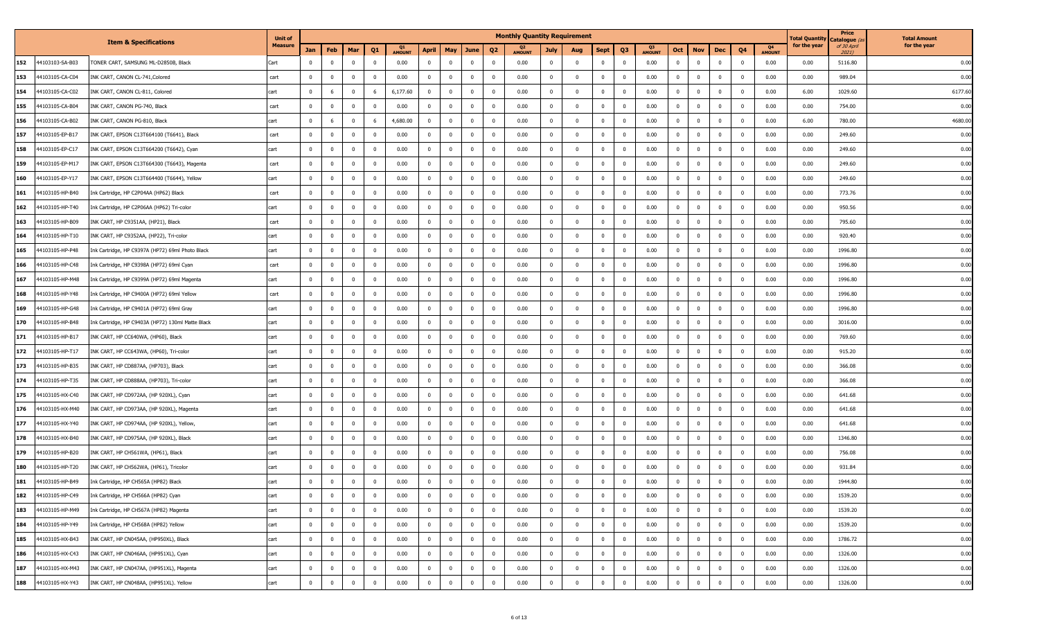| | Item & Specifications | | Unit of Measure | Monthly Quantity Requirement | | | | | | | | | | | | | | | | | | | | Total Quantity for the year | Price Catalogue (as of 30 April 2021) | Total Amount for the year |
|---|---|---|---|---|---|---|---|---|---|---|---|---|---|---|---|---|---|---|---|---|---|---|---|---|---|---|
| | | | | Jan | Feb | Mar | Q1 | Q1 AMOUNT | April | May | June | Q2 | Q2 AMOUNT | July | Aug | Sept | Q3 | Q3 AMOUNT | Oct | Nov | Dec | Q4 | Q4 AMOUNT | | | |
| 152 | 44103103-SA-B03 | TONER CART, SAMSUNG ML-D2850B, Black | Cart | 0 | 0 | 0 | 0 | 0.00 | 0 | 0 | 0 | 0 | 0.00 | 0 | 0 | 0 | 0 | 0.00 | 0 | 0 | 0 | 0 | 0.00 | 0.00 | 5116.80 | 0.00 |
| 153 | 44103105-CA-C04 | INK CART, CANON CL-741,Colored | cart | 0 | 0 | 0 | 0 | 0.00 | 0 | 0 | 0 | 0 | 0.00 | 0 | 0 | 0 | 0 | 0.00 | 0 | 0 | 0 | 0 | 0.00 | 0.00 | 989.04 | 0.00 |
| 154 | 44103105-CA-C02 | INK CART, CANON CL-811, Colored | cart | 0 | 6 | 0 | 6 | 6,177.60 | 0 | 0 | 0 | 0 | 0.00 | 0 | 0 | 0 | 0 | 0.00 | 0 | 0 | 0 | 0 | 0.00 | 6.00 | 1029.60 | 6177.60 |
| 155 | 44103105-CA-B04 | INK CART, CANON PG-740, Black | cart | 0 | 0 | 0 | 0 | 0.00 | 0 | 0 | 0 | 0 | 0.00 | 0 | 0 | 0 | 0 | 0.00 | 0 | 0 | 0 | 0 | 0.00 | 0.00 | 754.00 | 0.00 |
| 156 | 44103105-CA-B02 | INK CART, CANON PG-810, Black | cart | 0 | 6 | 0 | 6 | 4,680.00 | 0 | 0 | 0 | 0 | 0.00 | 0 | 0 | 0 | 0 | 0.00 | 0 | 0 | 0 | 0 | 0.00 | 6.00 | 780.00 | 4680.00 |
| 157 | 44103105-EP-B17 | INK CART, EPSON C13T664100 (T6641), Black | cart | 0 | 0 | 0 | 0 | 0.00 | 0 | 0 | 0 | 0 | 0.00 | 0 | 0 | 0 | 0 | 0.00 | 0 | 0 | 0 | 0 | 0.00 | 0.00 | 249.60 | 0.00 |
| 158 | 44103105-EP-C17 | INK CART, EPSON C13T664200 (T6642), Cyan | cart | 0 | 0 | 0 | 0 | 0.00 | 0 | 0 | 0 | 0 | 0.00 | 0 | 0 | 0 | 0 | 0.00 | 0 | 0 | 0 | 0 | 0.00 | 0.00 | 249.60 | 0.00 |
| 159 | 44103105-EP-M17 | INK CART, EPSON C13T664300 (T6643), Magenta | cart | 0 | 0 | 0 | 0 | 0.00 | 0 | 0 | 0 | 0 | 0.00 | 0 | 0 | 0 | 0 | 0.00 | 0 | 0 | 0 | 0 | 0.00 | 0.00 | 249.60 | 0.00 |
| 160 | 44103105-EP-Y17 | INK CART, EPSON C13T664400 (T6644), Yellow | cart | 0 | 0 | 0 | 0 | 0.00 | 0 | 0 | 0 | 0 | 0.00 | 0 | 0 | 0 | 0 | 0.00 | 0 | 0 | 0 | 0 | 0.00 | 0.00 | 249.60 | 0.00 |
| 161 | 44103105-HP-B40 | Ink Cartridge, HP C2P04AA (HP62) Black | cart | 0 | 0 | 0 | 0 | 0.00 | 0 | 0 | 0 | 0 | 0.00 | 0 | 0 | 0 | 0 | 0.00 | 0 | 0 | 0 | 0 | 0.00 | 0.00 | 773.76 | 0.00 |
| 162 | 44103105-HP-T40 | Ink Cartridge, HP C2P06AA (HP62) Tri-color | cart | 0 | 0 | 0 | 0 | 0.00 | 0 | 0 | 0 | 0 | 0.00 | 0 | 0 | 0 | 0 | 0.00 | 0 | 0 | 0 | 0 | 0.00 | 0.00 | 950.56 | 0.00 |
| 163 | 44103105-HP-B09 | INK CART, HP C9351AA, (HP21), Black | cart | 0 | 0 | 0 | 0 | 0.00 | 0 | 0 | 0 | 0 | 0.00 | 0 | 0 | 0 | 0 | 0.00 | 0 | 0 | 0 | 0 | 0.00 | 0.00 | 795.60 | 0.00 |
| 164 | 44103105-HP-T10 | INK CART, HP C9352AA, (HP22), Tri-color | cart | 0 | 0 | 0 | 0 | 0.00 | 0 | 0 | 0 | 0 | 0.00 | 0 | 0 | 0 | 0 | 0.00 | 0 | 0 | 0 | 0 | 0.00 | 0.00 | 920.40 | 0.00 |
| 165 | 44103105-HP-P48 | Ink Cartridge, HP C9397A (HP72) 69ml Photo Black | cart | 0 | 0 | 0 | 0 | 0.00 | 0 | 0 | 0 | 0 | 0.00 | 0 | 0 | 0 | 0 | 0.00 | 0 | 0 | 0 | 0 | 0.00 | 0.00 | 1996.80 | 0.00 |
| 166 | 44103105-HP-C48 | Ink Cartridge, HP C9398A (HP72) 69ml Cyan | cart | 0 | 0 | 0 | 0 | 0.00 | 0 | 0 | 0 | 0 | 0.00 | 0 | 0 | 0 | 0 | 0.00 | 0 | 0 | 0 | 0 | 0.00 | 0.00 | 1996.80 | 0.00 |
| 167 | 44103105-HP-M48 | Ink Cartridge, HP C9399A (HP72) 69ml Magenta | cart | 0 | 0 | 0 | 0 | 0.00 | 0 | 0 | 0 | 0 | 0.00 | 0 | 0 | 0 | 0 | 0.00 | 0 | 0 | 0 | 0 | 0.00 | 0.00 | 1996.80 | 0.00 |
| 168 | 44103105-HP-Y48 | Ink Cartridge, HP C9400A (HP72) 69ml Yellow | cart | 0 | 0 | 0 | 0 | 0.00 | 0 | 0 | 0 | 0 | 0.00 | 0 | 0 | 0 | 0 | 0.00 | 0 | 0 | 0 | 0 | 0.00 | 0.00 | 1996.80 | 0.00 |
| 169 | 44103105-HP-G48 | Ink Cartridge, HP C9401A (HP72) 69ml Gray | cart | 0 | 0 | 0 | 0 | 0.00 | 0 | 0 | 0 | 0 | 0.00 | 0 | 0 | 0 | 0 | 0.00 | 0 | 0 | 0 | 0 | 0.00 | 0.00 | 1996.80 | 0.00 |
| 170 | 44103105-HP-B48 | Ink Cartridge, HP C9403A (HP72) 130ml Matte Black | cart | 0 | 0 | 0 | 0 | 0.00 | 0 | 0 | 0 | 0 | 0.00 | 0 | 0 | 0 | 0 | 0.00 | 0 | 0 | 0 | 0 | 0.00 | 0.00 | 3016.00 | 0.00 |
| 171 | 44103105-HP-B17 | INK CART, HP CC640WA, (HP60), Black | cart | 0 | 0 | 0 | 0 | 0.00 | 0 | 0 | 0 | 0 | 0.00 | 0 | 0 | 0 | 0 | 0.00 | 0 | 0 | 0 | 0 | 0.00 | 0.00 | 769.60 | 0.00 |
| 172 | 44103105-HP-T17 | INK CART, HP CC643WA, (HP60), Tri-color | cart | 0 | 0 | 0 | 0 | 0.00 | 0 | 0 | 0 | 0 | 0.00 | 0 | 0 | 0 | 0 | 0.00 | 0 | 0 | 0 | 0 | 0.00 | 0.00 | 915.20 | 0.00 |
| 173 | 44103105-HP-B35 | INK CART, HP CD887AA, (HP703), Black | cart | 0 | 0 | 0 | 0 | 0.00 | 0 | 0 | 0 | 0 | 0.00 | 0 | 0 | 0 | 0 | 0.00 | 0 | 0 | 0 | 0 | 0.00 | 0.00 | 366.08 | 0.00 |
| 174 | 44103105-HP-T35 | INK CART, HP CD888AA, (HP703), Tri-color | cart | 0 | 0 | 0 | 0 | 0.00 | 0 | 0 | 0 | 0 | 0.00 | 0 | 0 | 0 | 0 | 0.00 | 0 | 0 | 0 | 0 | 0.00 | 0.00 | 366.08 | 0.00 |
| 175 | 44103105-HX-C40 | INK CART, HP CD972AA, (HP 920XL), Cyan | cart | 0 | 0 | 0 | 0 | 0.00 | 0 | 0 | 0 | 0 | 0.00 | 0 | 0 | 0 | 0 | 0.00 | 0 | 0 | 0 | 0 | 0.00 | 0.00 | 641.68 | 0.00 |
| 176 | 44103105-HX-M40 | INK CART, HP CD973AA, (HP 920XL), Magenta | cart | 0 | 0 | 0 | 0 | 0.00 | 0 | 0 | 0 | 0 | 0.00 | 0 | 0 | 0 | 0 | 0.00 | 0 | 0 | 0 | 0 | 0.00 | 0.00 | 641.68 | 0.00 |
| 177 | 44103105-HX-Y40 | INK CART, HP CD974AA, (HP 920XL), Yellow, | cart | 0 | 0 | 0 | 0 | 0.00 | 0 | 0 | 0 | 0 | 0.00 | 0 | 0 | 0 | 0 | 0.00 | 0 | 0 | 0 | 0 | 0.00 | 0.00 | 641.68 | 0.00 |
| 178 | 44103105-HX-B40 | INK CART, HP CD975AA, (HP 920XL), Black | cart | 0 | 0 | 0 | 0 | 0.00 | 0 | 0 | 0 | 0 | 0.00 | 0 | 0 | 0 | 0 | 0.00 | 0 | 0 | 0 | 0 | 0.00 | 0.00 | 1346.80 | 0.00 |
| 179 | 44103105-HP-B20 | INK CART, HP CH561WA, (HP61), Black | cart | 0 | 0 | 0 | 0 | 0.00 | 0 | 0 | 0 | 0 | 0.00 | 0 | 0 | 0 | 0 | 0.00 | 0 | 0 | 0 | 0 | 0.00 | 0.00 | 756.08 | 0.00 |
| 180 | 44103105-HP-T20 | INK CART, HP CH562WA, (HP61), Tricolor | cart | 0 | 0 | 0 | 0 | 0.00 | 0 | 0 | 0 | 0 | 0.00 | 0 | 0 | 0 | 0 | 0.00 | 0 | 0 | 0 | 0 | 0.00 | 0.00 | 931.84 | 0.00 |
| 181 | 44103105-HP-B49 | Ink Cartridge, HP CH565A (HP82) Black | cart | 0 | 0 | 0 | 0 | 0.00 | 0 | 0 | 0 | 0 | 0.00 | 0 | 0 | 0 | 0 | 0.00 | 0 | 0 | 0 | 0 | 0.00 | 0.00 | 1944.80 | 0.00 |
| 182 | 44103105-HP-C49 | Ink Cartridge, HP CH566A (HP82) Cyan | cart | 0 | 0 | 0 | 0 | 0.00 | 0 | 0 | 0 | 0 | 0.00 | 0 | 0 | 0 | 0 | 0.00 | 0 | 0 | 0 | 0 | 0.00 | 0.00 | 1539.20 | 0.00 |
| 183 | 44103105-HP-M49 | Ink Cartridge, HP CH567A (HP82) Magenta | cart | 0 | 0 | 0 | 0 | 0.00 | 0 | 0 | 0 | 0 | 0.00 | 0 | 0 | 0 | 0 | 0.00 | 0 | 0 | 0 | 0 | 0.00 | 0.00 | 1539.20 | 0.00 |
| 184 | 44103105-HP-Y49 | Ink Cartridge, HP CH568A (HP82) Yellow | cart | 0 | 0 | 0 | 0 | 0.00 | 0 | 0 | 0 | 0 | 0.00 | 0 | 0 | 0 | 0 | 0.00 | 0 | 0 | 0 | 0 | 0.00 | 0.00 | 1539.20 | 0.00 |
| 185 | 44103105-HX-B43 | INK CART, HP CN045AA, (HP950XL), Black | cart | 0 | 0 | 0 | 0 | 0.00 | 0 | 0 | 0 | 0 | 0.00 | 0 | 0 | 0 | 0 | 0.00 | 0 | 0 | 0 | 0 | 0.00 | 0.00 | 1786.72 | 0.00 |
| 186 | 44103105-HX-C43 | INK CART, HP CN046AA, (HP951XL), Cyan | cart | 0 | 0 | 0 | 0 | 0.00 | 0 | 0 | 0 | 0 | 0.00 | 0 | 0 | 0 | 0 | 0.00 | 0 | 0 | 0 | 0 | 0.00 | 0.00 | 1326.00 | 0.00 |
| 187 | 44103105-HX-M43 | INK CART, HP CN047AA, (HP951XL), Magenta | cart | 0 | 0 | 0 | 0 | 0.00 | 0 | 0 | 0 | 0 | 0.00 | 0 | 0 | 0 | 0 | 0.00 | 0 | 0 | 0 | 0 | 0.00 | 0.00 | 1326.00 | 0.00 |
| 188 | 44103105-HX-Y43 | INK CART, HP CN048AA, (HP951XL). Yellow | cart | 0 | 0 | 0 | 0 | 0.00 | 0 | 0 | 0 | 0 | 0.00 | 0 | 0 | 0 | 0 | 0.00 | 0 | 0 | 0 | 0 | 0.00 | 0.00 | 1326.00 | 0.00 |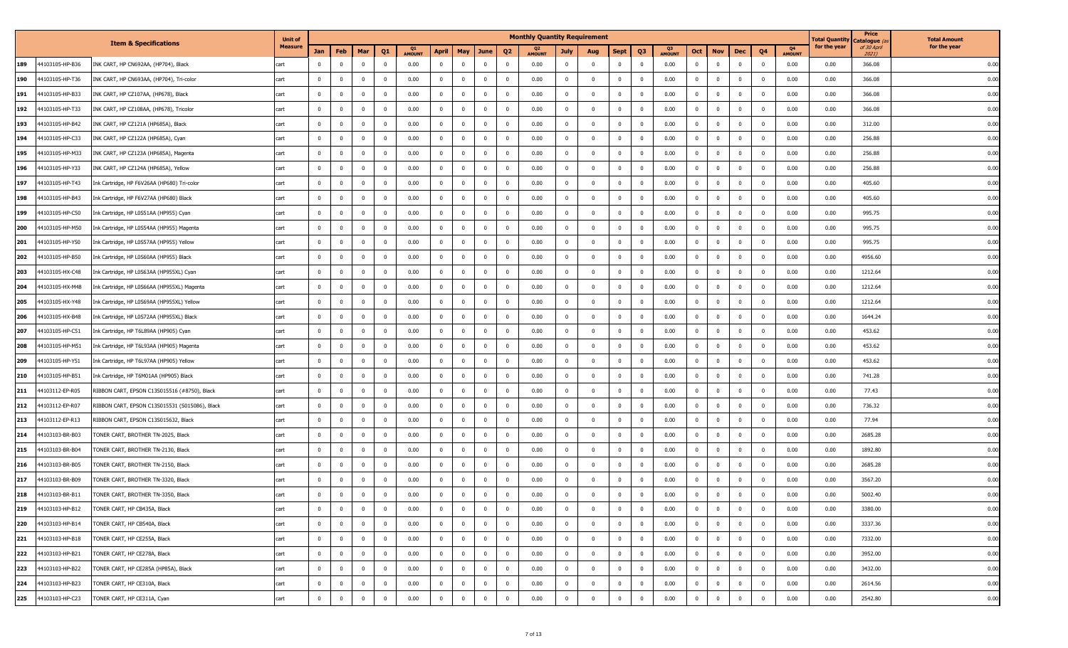| | | Item & Specifications | Unit of Measure | Monthly Quantity Requirement | | | | | | | | | | | | | | | | | | | | | | | Total Quantity for the year | Price Catalogue (as of 30 April 2021) | Total Amount for the year |
|---|---|---|---|---|---|---|---|---|---|---|---|---|---|---|---|---|---|---|---|---|---|---|---|---|---|---|---|---|---|
| | | | | Jan | Feb | Mar | Q1 | Q1 AMOUNT | April | May | June | Q2 | Q2 AMOUNT | July | Aug | Sept | Q3 | Q3 AMOUNT | Oct | Nov | Dec | Q4 | Q4 AMOUNT | | | | | | |
| 189 | 44103105-HP-B36 | INK CART, HP CN692AA, (HP704), Black | cart | 0 | 0 | 0 | 0 | 0.00 | 0 | 0 | 0 | 0 | 0.00 | 0 | 0 | 0 | 0 | 0.00 | 0 | 0 | 0 | 0 | 0.00 | | | | 0.00 | 366.08 | 0.00 |
| 190 | 44103105-HP-T36 | INK CART, HP CN693AA, (HP704), Tri-color | cart | 0 | 0 | 0 | 0 | 0.00 | 0 | 0 | 0 | 0 | 0.00 | 0 | 0 | 0 | 0 | 0.00 | 0 | 0 | 0 | 0 | 0.00 | | | | 0.00 | 366.08 | 0.00 |
| 191 | 44103105-HP-B33 | INK CART, HP CZ107AA, (HP678), Black | cart | 0 | 0 | 0 | 0 | 0.00 | 0 | 0 | 0 | 0 | 0.00 | 0 | 0 | 0 | 0 | 0.00 | 0 | 0 | 0 | 0 | 0.00 | | | | 0.00 | 366.08 | 0.00 |
| 192 | 44103105-HP-T33 | INK CART, HP CZ108AA, (HP678), Tricolor | cart | 0 | 0 | 0 | 0 | 0.00 | 0 | 0 | 0 | 0 | 0.00 | 0 | 0 | 0 | 0 | 0.00 | 0 | 0 | 0 | 0 | 0.00 | | | | 0.00 | 366.08 | 0.00 |
| 193 | 44103105-HP-B42 | INK CART, HP CZ121A (HP685A), Black | cart | 0 | 0 | 0 | 0 | 0.00 | 0 | 0 | 0 | 0 | 0.00 | 0 | 0 | 0 | 0 | 0.00 | 0 | 0 | 0 | 0 | 0.00 | | | | 0.00 | 312.00 | 0.00 |
| 194 | 44103105-HP-C33 | INK CART, HP CZ122A (HP685A), Cyan | cart | 0 | 0 | 0 | 0 | 0.00 | 0 | 0 | 0 | 0 | 0.00 | 0 | 0 | 0 | 0 | 0.00 | 0 | 0 | 0 | 0 | 0.00 | | | | 0.00 | 256.88 | 0.00 |
| 195 | 44103105-HP-M33 | INK CART, HP CZ123A (HP685A), Magenta | cart | 0 | 0 | 0 | 0 | 0.00 | 0 | 0 | 0 | 0 | 0.00 | 0 | 0 | 0 | 0 | 0.00 | 0 | 0 | 0 | 0 | 0.00 | | | | 0.00 | 256.88 | 0.00 |
| 196 | 44103105-HP-Y33 | INK CART, HP CZ124A (HP685A), Yellow | cart | 0 | 0 | 0 | 0 | 0.00 | 0 | 0 | 0 | 0 | 0.00 | 0 | 0 | 0 | 0 | 0.00 | 0 | 0 | 0 | 0 | 0.00 | | | | 0.00 | 256.88 | 0.00 |
| 197 | 44103105-HP-T43 | Ink Cartridge, HP F6V26AA (HP680) Tri-color | cart | 0 | 0 | 0 | 0 | 0.00 | 0 | 0 | 0 | 0 | 0.00 | 0 | 0 | 0 | 0 | 0.00 | 0 | 0 | 0 | 0 | 0.00 | | | | 0.00 | 405.60 | 0.00 |
| 198 | 44103105-HP-B43 | Ink Cartridge, HP F6V27AA (HP680) Black | cart | 0 | 0 | 0 | 0 | 0.00 | 0 | 0 | 0 | 0 | 0.00 | 0 | 0 | 0 | 0 | 0.00 | 0 | 0 | 0 | 0 | 0.00 | | | | 0.00 | 405.60 | 0.00 |
| 199 | 44103105-HP-C50 | Ink Cartridge, HP L0S51AA (HP955) Cyan | cart | 0 | 0 | 0 | 0 | 0.00 | 0 | 0 | 0 | 0 | 0.00 | 0 | 0 | 0 | 0 | 0.00 | 0 | 0 | 0 | 0 | 0.00 | | | | 0.00 | 995.75 | 0.00 |
| 200 | 44103105-HP-M50 | Ink Cartridge, HP L0S54AA (HP955) Magenta | cart | 0 | 0 | 0 | 0 | 0.00 | 0 | 0 | 0 | 0 | 0.00 | 0 | 0 | 0 | 0 | 0.00 | 0 | 0 | 0 | 0 | 0.00 | | | | 0.00 | 995.75 | 0.00 |
| 201 | 44103105-HP-Y50 | Ink Cartridge, HP L0S57AA (HP955) Yellow | cart | 0 | 0 | 0 | 0 | 0.00 | 0 | 0 | 0 | 0 | 0.00 | 0 | 0 | 0 | 0 | 0.00 | 0 | 0 | 0 | 0 | 0.00 | | | | 0.00 | 995.75 | 0.00 |
| 202 | 44103105-HP-B50 | Ink Cartridge, HP L0S60AA (HP955) Black | cart | 0 | 0 | 0 | 0 | 0.00 | 0 | 0 | 0 | 0 | 0.00 | 0 | 0 | 0 | 0 | 0.00 | 0 | 0 | 0 | 0 | 0.00 | | | | 0.00 | 4956.60 | 0.00 |
| 203 | 44103105-HX-C48 | Ink Cartridge, HP L0S63AA (HP955XL) Cyan | cart | 0 | 0 | 0 | 0 | 0.00 | 0 | 0 | 0 | 0 | 0.00 | 0 | 0 | 0 | 0 | 0.00 | 0 | 0 | 0 | 0 | 0.00 | | | | 0.00 | 1212.64 | 0.00 |
| 204 | 44103105-HX-M48 | Ink Cartridge, HP L0S66AA (HP955XL) Magenta | cart | 0 | 0 | 0 | 0 | 0.00 | 0 | 0 | 0 | 0 | 0.00 | 0 | 0 | 0 | 0 | 0.00 | 0 | 0 | 0 | 0 | 0.00 | | | | 0.00 | 1212.64 | 0.00 |
| 205 | 44103105-HX-Y48 | Ink Cartridge, HP L0S69AA (HP955XL) Yellow | cart | 0 | 0 | 0 | 0 | 0.00 | 0 | 0 | 0 | 0 | 0.00 | 0 | 0 | 0 | 0 | 0.00 | 0 | 0 | 0 | 0 | 0.00 | | | | 0.00 | 1212.64 | 0.00 |
| 206 | 44103105-HX-B48 | Ink Cartridge, HP L0S72AA (HP955XL) Black | cart | 0 | 0 | 0 | 0 | 0.00 | 0 | 0 | 0 | 0 | 0.00 | 0 | 0 | 0 | 0 | 0.00 | 0 | 0 | 0 | 0 | 0.00 | | | | 0.00 | 1644.24 | 0.00 |
| 207 | 44103105-HP-C51 | Ink Cartridge, HP T6L89AA (HP905) Cyan | cart | 0 | 0 | 0 | 0 | 0.00 | 0 | 0 | 0 | 0 | 0.00 | 0 | 0 | 0 | 0 | 0.00 | 0 | 0 | 0 | 0 | 0.00 | | | | 0.00 | 453.62 | 0.00 |
| 208 | 44103105-HP-M51 | Ink Cartridge, HP T6L93AA (HP905) Magenta | cart | 0 | 0 | 0 | 0 | 0.00 | 0 | 0 | 0 | 0 | 0.00 | 0 | 0 | 0 | 0 | 0.00 | 0 | 0 | 0 | 0 | 0.00 | | | | 0.00 | 453.62 | 0.00 |
| 209 | 44103105-HP-Y51 | Ink Cartridge, HP T6L97AA (HP905) Yellow | cart | 0 | 0 | 0 | 0 | 0.00 | 0 | 0 | 0 | 0 | 0.00 | 0 | 0 | 0 | 0 | 0.00 | 0 | 0 | 0 | 0 | 0.00 | | | | 0.00 | 453.62 | 0.00 |
| 210 | 44103105-HP-B51 | Ink Cartridge, HP T6M01AA (HP905) Black | cart | 0 | 0 | 0 | 0 | 0.00 | 0 | 0 | 0 | 0 | 0.00 | 0 | 0 | 0 | 0 | 0.00 | 0 | 0 | 0 | 0 | 0.00 | | | | 0.00 | 741.28 | 0.00 |
| 211 | 44103112-EP-R05 | RIBBON CART, EPSON C13S015516 (#8750), Black | cart | 0 | 0 | 0 | 0 | 0.00 | 0 | 0 | 0 | 0 | 0.00 | 0 | 0 | 0 | 0 | 0.00 | 0 | 0 | 0 | 0 | 0.00 | | | | 0.00 | 77.43 | 0.00 |
| 212 | 44103112-EP-R07 | RIBBON CART, EPSON C13S015531 (S015086), Black | cart | 0 | 0 | 0 | 0 | 0.00 | 0 | 0 | 0 | 0 | 0.00 | 0 | 0 | 0 | 0 | 0.00 | 0 | 0 | 0 | 0 | 0.00 | | | | 0.00 | 736.32 | 0.00 |
| 213 | 44103112-EP-R13 | RIBBON CART, EPSON C13S015632, Black | cart | 0 | 0 | 0 | 0 | 0.00 | 0 | 0 | 0 | 0 | 0.00 | 0 | 0 | 0 | 0 | 0.00 | 0 | 0 | 0 | 0 | 0.00 | | | | 0.00 | 77.94 | 0.00 |
| 214 | 44103103-BR-B03 | TONER CART, BROTHER TN-2025, Black | cart | 0 | 0 | 0 | 0 | 0.00 | 0 | 0 | 0 | 0 | 0.00 | 0 | 0 | 0 | 0 | 0.00 | 0 | 0 | 0 | 0 | 0.00 | | | | 0.00 | 2685.28 | 0.00 |
| 215 | 44103103-BR-B04 | TONER CART, BROTHER TN-2130, Black | cart | 0 | 0 | 0 | 0 | 0.00 | 0 | 0 | 0 | 0 | 0.00 | 0 | 0 | 0 | 0 | 0.00 | 0 | 0 | 0 | 0 | 0.00 | | | | 0.00 | 1892.80 | 0.00 |
| 216 | 44103103-BR-B05 | TONER CART, BROTHER TN-2150, Black | cart | 0 | 0 | 0 | 0 | 0.00 | 0 | 0 | 0 | 0 | 0.00 | 0 | 0 | 0 | 0 | 0.00 | 0 | 0 | 0 | 0 | 0.00 | | | | 0.00 | 2685.28 | 0.00 |
| 217 | 44103103-BR-B09 | TONER CART, BROTHER TN-3320, Black | cart | 0 | 0 | 0 | 0 | 0.00 | 0 | 0 | 0 | 0 | 0.00 | 0 | 0 | 0 | 0 | 0.00 | 0 | 0 | 0 | 0 | 0.00 | | | | 0.00 | 3567.20 | 0.00 |
| 218 | 44103103-BR-B11 | TONER CART, BROTHER TN-3350, Black | cart | 0 | 0 | 0 | 0 | 0.00 | 0 | 0 | 0 | 0 | 0.00 | 0 | 0 | 0 | 0 | 0.00 | 0 | 0 | 0 | 0 | 0.00 | | | | 0.00 | 5002.40 | 0.00 |
| 219 | 44103103-HP-B12 | TONER CART, HP CB435A, Black | cart | 0 | 0 | 0 | 0 | 0.00 | 0 | 0 | 0 | 0 | 0.00 | 0 | 0 | 0 | 0 | 0.00 | 0 | 0 | 0 | 0 | 0.00 | | | | 0.00 | 3380.00 | 0.00 |
| 220 | 44103103-HP-B14 | TONER CART, HP CB540A, Black | cart | 0 | 0 | 0 | 0 | 0.00 | 0 | 0 | 0 | 0 | 0.00 | 0 | 0 | 0 | 0 | 0.00 | 0 | 0 | 0 | 0 | 0.00 | | | | 0.00 | 3337.36 | 0.00 |
| 221 | 44103103-HP-B18 | TONER CART, HP CE255A, Black | cart | 0 | 0 | 0 | 0 | 0.00 | 0 | 0 | 0 | 0 | 0.00 | 0 | 0 | 0 | 0 | 0.00 | 0 | 0 | 0 | 0 | 0.00 | | | | 0.00 | 7332.00 | 0.00 |
| 222 | 44103103-HP-B21 | TONER CART, HP CE278A, Black | cart | 0 | 0 | 0 | 0 | 0.00 | 0 | 0 | 0 | 0 | 0.00 | 0 | 0 | 0 | 0 | 0.00 | 0 | 0 | 0 | 0 | 0.00 | | | | 0.00 | 3952.00 | 0.00 |
| 223 | 44103103-HP-B22 | TONER CART, HP CE285A (HP85A), Black | cart | 0 | 0 | 0 | 0 | 0.00 | 0 | 0 | 0 | 0 | 0.00 | 0 | 0 | 0 | 0 | 0.00 | 0 | 0 | 0 | 0 | 0.00 | | | | 0.00 | 3432.00 | 0.00 |
| 224 | 44103103-HP-B23 | TONER CART, HP CE310A, Black | cart | 0 | 0 | 0 | 0 | 0.00 | 0 | 0 | 0 | 0 | 0.00 | 0 | 0 | 0 | 0 | 0.00 | 0 | 0 | 0 | 0 | 0.00 | | | | 0.00 | 2614.56 | 0.00 |
| 225 | 44103103-HP-C23 | TONER CART, HP CE311A, Cyan | cart | 0 | 0 | 0 | 0 | 0.00 | 0 | 0 | 0 | 0 | 0.00 | 0 | 0 | 0 | 0 | 0.00 | 0 | 0 | 0 | 0 | 0.00 | | | | 0.00 | 2542.80 | 0.00 |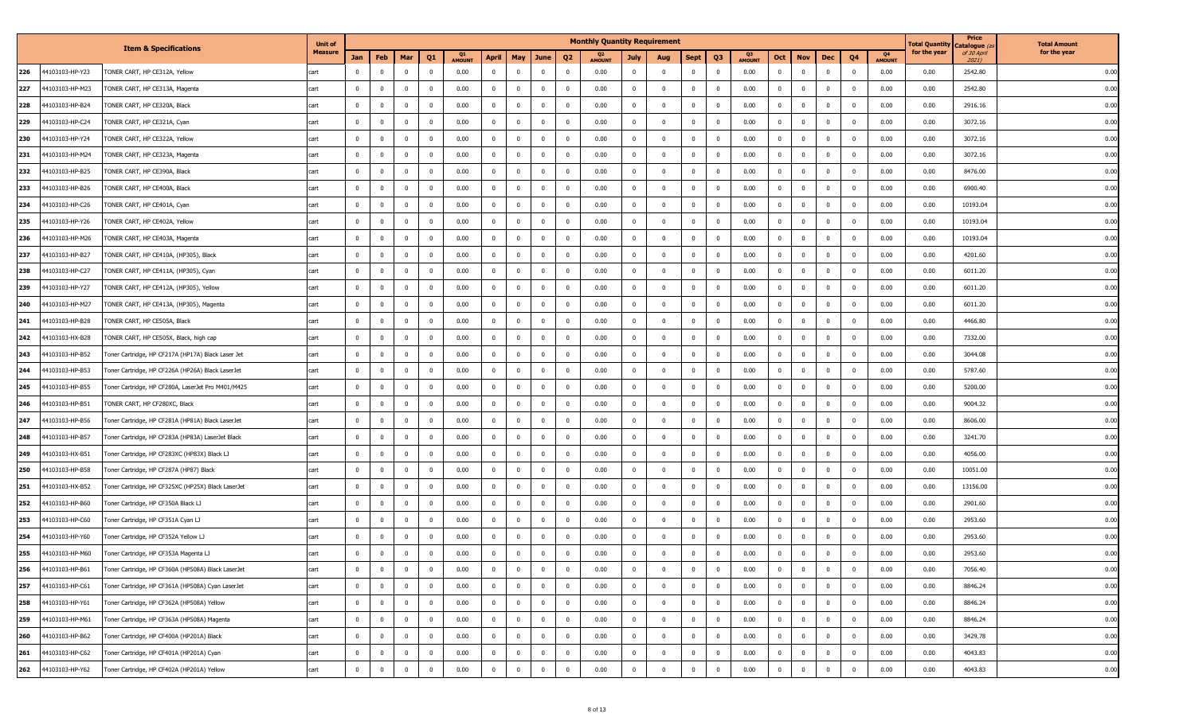| | Item & Specifications | | Unit of Measure | Monthly Quantity Requirement | | | | | | | | | | | | | | | | | | | | | | Total Quantity for the year | Price Catalogue (as of 30 April 2021) | Total Amount for the year |
|---|---|---|---|---|---|---|---|---|---|---|---|---|---|---|---|---|---|---|---|---|---|---|---|---|---|---|---|---|
| | | | | Jan | Feb | Mar | Q1 | Q1 AMOUNT | April | May | June | Q2 | Q2 AMOUNT | July | Aug | Sept | Q3 | Q3 AMOUNT | Oct | Nov | Dec | Q4 | Q4 AMOUNT | | | |
| 226 | 44103103-HP-Y23 | TONER CART, HP CE312A, Yellow | cart | 0 | 0 | 0 | 0 | 0.00 | 0 | 0 | 0 | 0 | 0.00 | 0 | 0 | 0 | 0 | 0.00 | 0 | 0 | 0 | 0 | 0.00 | 0.00 | 2542.80 | 0.00 |
| 227 | 44103103-HP-M23 | TONER CART, HP CE313A, Magenta | cart | 0 | 0 | 0 | 0 | 0.00 | 0 | 0 | 0 | 0 | 0.00 | 0 | 0 | 0 | 0 | 0.00 | 0 | 0 | 0 | 0 | 0.00 | 0.00 | 2542.80 | 0.00 |
| 228 | 44103103-HP-B24 | TONER CART, HP CE320A, Black | cart | 0 | 0 | 0 | 0 | 0.00 | 0 | 0 | 0 | 0 | 0.00 | 0 | 0 | 0 | 0 | 0.00 | 0 | 0 | 0 | 0 | 0.00 | 0.00 | 2916.16 | 0.00 |
| 229 | 44103103-HP-C24 | TONER CART, HP CE321A, Cyan | cart | 0 | 0 | 0 | 0 | 0.00 | 0 | 0 | 0 | 0 | 0.00 | 0 | 0 | 0 | 0 | 0.00 | 0 | 0 | 0 | 0 | 0.00 | 0.00 | 3072.16 | 0.00 |
| 230 | 44103103-HP-Y24 | TONER CART, HP CE322A, Yellow | cart | 0 | 0 | 0 | 0 | 0.00 | 0 | 0 | 0 | 0 | 0.00 | 0 | 0 | 0 | 0 | 0.00 | 0 | 0 | 0 | 0 | 0.00 | 0.00 | 3072.16 | 0.00 |
| 231 | 44103103-HP-M24 | TONER CART, HP CE323A, Magenta | cart | 0 | 0 | 0 | 0 | 0.00 | 0 | 0 | 0 | 0 | 0.00 | 0 | 0 | 0 | 0 | 0.00 | 0 | 0 | 0 | 0 | 0.00 | 0.00 | 3072.16 | 0.00 |
| 232 | 44103103-HP-B25 | TONER CART, HP CE390A, Black | cart | 0 | 0 | 0 | 0 | 0.00 | 0 | 0 | 0 | 0 | 0.00 | 0 | 0 | 0 | 0 | 0.00 | 0 | 0 | 0 | 0 | 0.00 | 0.00 | 8476.00 | 0.00 |
| 233 | 44103103-HP-B26 | TONER CART, HP CE400A, Black | cart | 0 | 0 | 0 | 0 | 0.00 | 0 | 0 | 0 | 0 | 0.00 | 0 | 0 | 0 | 0 | 0.00 | 0 | 0 | 0 | 0 | 0.00 | 0.00 | 6900.40 | 0.00 |
| 234 | 44103103-HP-C26 | TONER CART, HP CE401A, Cyan | cart | 0 | 0 | 0 | 0 | 0.00 | 0 | 0 | 0 | 0 | 0.00 | 0 | 0 | 0 | 0 | 0.00 | 0 | 0 | 0 | 0 | 0.00 | 0.00 | 10193.04 | 0.00 |
| 235 | 44103103-HP-Y26 | TONER CART, HP CE402A, Yellow | cart | 0 | 0 | 0 | 0 | 0.00 | 0 | 0 | 0 | 0 | 0.00 | 0 | 0 | 0 | 0 | 0.00 | 0 | 0 | 0 | 0 | 0.00 | 0.00 | 10193.04 | 0.00 |
| 236 | 44103103-HP-M26 | TONER CART, HP CE403A, Magenta | cart | 0 | 0 | 0 | 0 | 0.00 | 0 | 0 | 0 | 0 | 0.00 | 0 | 0 | 0 | 0 | 0.00 | 0 | 0 | 0 | 0 | 0.00 | 0.00 | 10193.04 | 0.00 |
| 237 | 44103103-HP-B27 | TONER CART, HP CE410A, (HP305), Black | cart | 0 | 0 | 0 | 0 | 0.00 | 0 | 0 | 0 | 0 | 0.00 | 0 | 0 | 0 | 0 | 0.00 | 0 | 0 | 0 | 0 | 0.00 | 0.00 | 4201.60 | 0.00 |
| 238 | 44103103-HP-C27 | TONER CART, HP CE411A, (HP305), Cyan | cart | 0 | 0 | 0 | 0 | 0.00 | 0 | 0 | 0 | 0 | 0.00 | 0 | 0 | 0 | 0 | 0.00 | 0 | 0 | 0 | 0 | 0.00 | 0.00 | 6011.20 | 0.00 |
| 239 | 44103103-HP-Y27 | TONER CART, HP CE412A, (HP305), Yellow | cart | 0 | 0 | 0 | 0 | 0.00 | 0 | 0 | 0 | 0 | 0.00 | 0 | 0 | 0 | 0 | 0.00 | 0 | 0 | 0 | 0 | 0.00 | 0.00 | 6011.20 | 0.00 |
| 240 | 44103103-HP-M27 | TONER CART, HP CE413A, (HP305), Magenta | cart | 0 | 0 | 0 | 0 | 0.00 | 0 | 0 | 0 | 0 | 0.00 | 0 | 0 | 0 | 0 | 0.00 | 0 | 0 | 0 | 0 | 0.00 | 0.00 | 6011.20 | 0.00 |
| 241 | 44103103-HP-B28 | TONER CART, HP CE505A, Black | cart | 0 | 0 | 0 | 0 | 0.00 | 0 | 0 | 0 | 0 | 0.00 | 0 | 0 | 0 | 0 | 0.00 | 0 | 0 | 0 | 0 | 0.00 | 0.00 | 4466.80 | 0.00 |
| 242 | 44103103-HX-B28 | TONER CART, HP CE505X, Black, high cap | cart | 0 | 0 | 0 | 0 | 0.00 | 0 | 0 | 0 | 0 | 0.00 | 0 | 0 | 0 | 0 | 0.00 | 0 | 0 | 0 | 0 | 0.00 | 0.00 | 7332.00 | 0.00 |
| 243 | 44103103-HP-B52 | Toner Cartridge, HP CF217A (HP17A) Black Laser Jet | cart | 0 | 0 | 0 | 0 | 0.00 | 0 | 0 | 0 | 0 | 0.00 | 0 | 0 | 0 | 0 | 0.00 | 0 | 0 | 0 | 0 | 0.00 | 0.00 | 3044.08 | 0.00 |
| 244 | 44103103-HP-B53 | Toner Cartridge, HP CF226A (HP26A) Black LaserJet | cart | 0 | 0 | 0 | 0 | 0.00 | 0 | 0 | 0 | 0 | 0.00 | 0 | 0 | 0 | 0 | 0.00 | 0 | 0 | 0 | 0 | 0.00 | 0.00 | 5787.60 | 0.00 |
| 245 | 44103103-HP-B55 | Toner Cartridge, HP CF280A, LaserJet Pro M401/M425 | cart | 0 | 0 | 0 | 0 | 0.00 | 0 | 0 | 0 | 0 | 0.00 | 0 | 0 | 0 | 0 | 0.00 | 0 | 0 | 0 | 0 | 0.00 | 0.00 | 5200.00 | 0.00 |
| 246 | 44103103-HP-B51 | TONER CART, HP CF280XC, Black | cart | 0 | 0 | 0 | 0 | 0.00 | 0 | 0 | 0 | 0 | 0.00 | 0 | 0 | 0 | 0 | 0.00 | 0 | 0 | 0 | 0 | 0.00 | 0.00 | 9004.32 | 0.00 |
| 247 | 44103103-HP-B56 | Toner Cartridge, HP CF281A (HP81A) Black LaserJet | cart | 0 | 0 | 0 | 0 | 0.00 | 0 | 0 | 0 | 0 | 0.00 | 0 | 0 | 0 | 0 | 0.00 | 0 | 0 | 0 | 0 | 0.00 | 0.00 | 8606.00 | 0.00 |
| 248 | 44103103-HP-B57 | Toner Cartridge, HP CF283A (HP83A) LaserJet Black | cart | 0 | 0 | 0 | 0 | 0.00 | 0 | 0 | 0 | 0 | 0.00 | 0 | 0 | 0 | 0 | 0.00 | 0 | 0 | 0 | 0 | 0.00 | 0.00 | 3241.70 | 0.00 |
| 249 | 44103103-HX-B51 | Toner Cartridge, HP CF283XC (HP83X) Black LJ | cart | 0 | 0 | 0 | 0 | 0.00 | 0 | 0 | 0 | 0 | 0.00 | 0 | 0 | 0 | 0 | 0.00 | 0 | 0 | 0 | 0 | 0.00 | 0.00 | 4056.00 | 0.00 |
| 250 | 44103103-HP-B58 | Toner Cartridge, HP CF287A (HP87) Black | cart | 0 | 0 | 0 | 0 | 0.00 | 0 | 0 | 0 | 0 | 0.00 | 0 | 0 | 0 | 0 | 0.00 | 0 | 0 | 0 | 0 | 0.00 | 0.00 | 10051.00 | 0.00 |
| 251 | 44103103-HX-B52 | Toner Cartridge, HP CF325XC (HP25X) Black LaserJet | cart | 0 | 0 | 0 | 0 | 0.00 | 0 | 0 | 0 | 0 | 0.00 | 0 | 0 | 0 | 0 | 0.00 | 0 | 0 | 0 | 0 | 0.00 | 0.00 | 13156.00 | 0.00 |
| 252 | 44103103-HP-B60 | Toner Cartridge, HP CF350A Black LJ | cart | 0 | 0 | 0 | 0 | 0.00 | 0 | 0 | 0 | 0 | 0.00 | 0 | 0 | 0 | 0 | 0.00 | 0 | 0 | 0 | 0 | 0.00 | 0.00 | 2901.60 | 0.00 |
| 253 | 44103103-HP-C60 | Toner Cartridge, HP CF351A Cyan LJ | cart | 0 | 0 | 0 | 0 | 0.00 | 0 | 0 | 0 | 0 | 0.00 | 0 | 0 | 0 | 0 | 0.00 | 0 | 0 | 0 | 0 | 0.00 | 0.00 | 2953.60 | 0.00 |
| 254 | 44103103-HP-Y60 | Toner Cartridge, HP CF352A Yellow LJ | cart | 0 | 0 | 0 | 0 | 0.00 | 0 | 0 | 0 | 0 | 0.00 | 0 | 0 | 0 | 0 | 0.00 | 0 | 0 | 0 | 0 | 0.00 | 0.00 | 2953.60 | 0.00 |
| 255 | 44103103-HP-M60 | Toner Cartridge, HP CF353A Magenta LJ | cart | 0 | 0 | 0 | 0 | 0.00 | 0 | 0 | 0 | 0 | 0.00 | 0 | 0 | 0 | 0 | 0.00 | 0 | 0 | 0 | 0 | 0.00 | 0.00 | 2953.60 | 0.00 |
| 256 | 44103103-HP-B61 | Toner Cartridge, HP CF360A (HP508A) Black LaserJet | cart | 0 | 0 | 0 | 0 | 0.00 | 0 | 0 | 0 | 0 | 0.00 | 0 | 0 | 0 | 0 | 0.00 | 0 | 0 | 0 | 0 | 0.00 | 0.00 | 7056.40 | 0.00 |
| 257 | 44103103-HP-C61 | Toner Cartridge, HP CF361A (HP508A) Cyan LaserJet | cart | 0 | 0 | 0 | 0 | 0.00 | 0 | 0 | 0 | 0 | 0.00 | 0 | 0 | 0 | 0 | 0.00 | 0 | 0 | 0 | 0 | 0.00 | 0.00 | 8846.24 | 0.00 |
| 258 | 44103103-HP-Y61 | Toner Cartridge, HP CF362A (HP508A) Yellow | cart | 0 | 0 | 0 | 0 | 0.00 | 0 | 0 | 0 | 0 | 0.00 | 0 | 0 | 0 | 0 | 0.00 | 0 | 0 | 0 | 0 | 0.00 | 0.00 | 8846.24 | 0.00 |
| 259 | 44103103-HP-M61 | Toner Cartridge, HP CF363A (HP508A) Magenta | cart | 0 | 0 | 0 | 0 | 0.00 | 0 | 0 | 0 | 0 | 0.00 | 0 | 0 | 0 | 0 | 0.00 | 0 | 0 | 0 | 0 | 0.00 | 0.00 | 8846.24 | 0.00 |
| 260 | 44103103-HP-B62 | Toner Cartridge, HP CF400A (HP201A) Black | cart | 0 | 0 | 0 | 0 | 0.00 | 0 | 0 | 0 | 0 | 0.00 | 0 | 0 | 0 | 0 | 0.00 | 0 | 0 | 0 | 0 | 0.00 | 0.00 | 3429.78 | 0.00 |
| 261 | 44103103-HP-C62 | Toner Cartridge, HP CF401A (HP201A) Cyan | cart | 0 | 0 | 0 | 0 | 0.00 | 0 | 0 | 0 | 0 | 0.00 | 0 | 0 | 0 | 0 | 0.00 | 0 | 0 | 0 | 0 | 0.00 | 0.00 | 4043.83 | 0.00 |
| 262 | 44103103-HP-Y62 | Toner Cartridge, HP CF402A (HP201A) Yellow | cart | 0 | 0 | 0 | 0 | 0.00 | 0 | 0 | 0 | 0 | 0.00 | 0 | 0 | 0 | 0 | 0.00 | 0 | 0 | 0 | 0 | 0.00 | 0.00 | 4043.83 | 0.00 |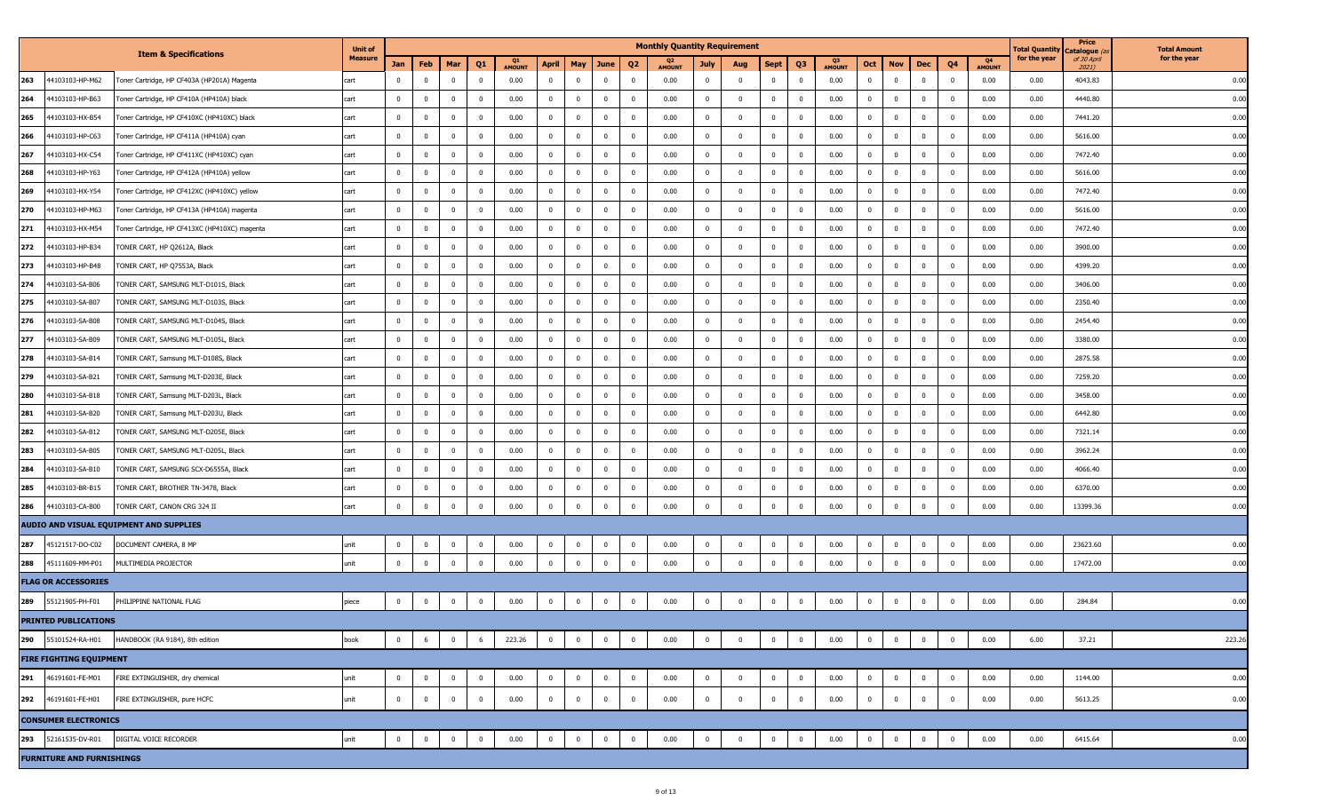| | Item & Specifications | | Unit of Measure | Monthly Quantity Requirement | | | | | | | | | | | | | | | | | | | | | | Total Quantity for the year | Price Catalogue (as of 30 April 2021) | Total Amount for the year |
|---|---|---|---|---|---|---|---|---|---|---|---|---|---|---|---|---|---|---|---|---|---|---|---|---|---|---|---|---|
| | | | | Jan | Feb | Mar | Q1 | Q1 AMOUNT | April | May | June | Q2 | Q2 AMOUNT | July | Aug | Sept | Q3 | Q3 AMOUNT | Oct | Nov | Dec | Q4 | Q4 AMOUNT | | | |
| 263 | 44103103-HP-M62 | Toner Cartridge, HP CF403A (HP201A) Magenta | cart | 0 | 0 | 0 | 0 | 0.00 | 0 | 0 | 0 | 0 | 0.00 | 0 | 0 | 0 | 0 | 0.00 | 0 | 0 | 0 | 0 | 0.00 | 0.00 | 4043.83 | 0.00 |
| 264 | 44103103-HP-B63 | Toner Cartridge, HP CF410A (HP410A) black | cart | 0 | 0 | 0 | 0 | 0.00 | 0 | 0 | 0 | 0 | 0.00 | 0 | 0 | 0 | 0 | 0.00 | 0 | 0 | 0 | 0 | 0.00 | 0.00 | 4440.80 | 0.00 |
| 265 | 44103103-HX-B54 | Toner Cartridge, HP CF410XC (HP410XC) black | cart | 0 | 0 | 0 | 0 | 0.00 | 0 | 0 | 0 | 0 | 0.00 | 0 | 0 | 0 | 0 | 0.00 | 0 | 0 | 0 | 0 | 0.00 | 0.00 | 7441.20 | 0.00 |
| 266 | 44103103-HP-C63 | Toner Cartridge, HP CF411A (HP410A) cyan | cart | 0 | 0 | 0 | 0 | 0.00 | 0 | 0 | 0 | 0 | 0.00 | 0 | 0 | 0 | 0 | 0.00 | 0 | 0 | 0 | 0 | 0.00 | 0.00 | 5616.00 | 0.00 |
| 267 | 44103103-HX-C54 | Toner Cartridge, HP CF411XC (HP410XC) cyan | cart | 0 | 0 | 0 | 0 | 0.00 | 0 | 0 | 0 | 0 | 0.00 | 0 | 0 | 0 | 0 | 0.00 | 0 | 0 | 0 | 0 | 0.00 | 0.00 | 7472.40 | 0.00 |
| 268 | 44103103-HP-Y63 | Toner Cartridge, HP CF412A (HP410A) yellow | cart | 0 | 0 | 0 | 0 | 0.00 | 0 | 0 | 0 | 0 | 0.00 | 0 | 0 | 0 | 0 | 0.00 | 0 | 0 | 0 | 0 | 0.00 | 0.00 | 5616.00 | 0.00 |
| 269 | 44103103-HX-Y54 | Toner Cartridge, HP CF412XC (HP410XC) yellow | cart | 0 | 0 | 0 | 0 | 0.00 | 0 | 0 | 0 | 0 | 0.00 | 0 | 0 | 0 | 0 | 0.00 | 0 | 0 | 0 | 0 | 0.00 | 0.00 | 7472.40 | 0.00 |
| 270 | 44103103-HP-M63 | Toner Cartridge, HP CF413A (HP410A) magenta | cart | 0 | 0 | 0 | 0 | 0.00 | 0 | 0 | 0 | 0 | 0.00 | 0 | 0 | 0 | 0 | 0.00 | 0 | 0 | 0 | 0 | 0.00 | 0.00 | 5616.00 | 0.00 |
| 271 | 44103103-HX-M54 | Toner Cartridge, HP CF413XC (HP410XC) magenta | cart | 0 | 0 | 0 | 0 | 0.00 | 0 | 0 | 0 | 0 | 0.00 | 0 | 0 | 0 | 0 | 0.00 | 0 | 0 | 0 | 0 | 0.00 | 0.00 | 7472.40 | 0.00 |
| 272 | 44103103-HP-B34 | TONER CART, HP Q2612A, Black | cart | 0 | 0 | 0 | 0 | 0.00 | 0 | 0 | 0 | 0 | 0.00 | 0 | 0 | 0 | 0 | 0.00 | 0 | 0 | 0 | 0 | 0.00 | 0.00 | 3900.00 | 0.00 |
| 273 | 44103103-HP-B48 | TONER CART, HP Q7553A, Black | cart | 0 | 0 | 0 | 0 | 0.00 | 0 | 0 | 0 | 0 | 0.00 | 0 | 0 | 0 | 0 | 0.00 | 0 | 0 | 0 | 0 | 0.00 | 0.00 | 4399.20 | 0.00 |
| 274 | 44103103-SA-B06 | TONER CART, SAMSUNG MLT-D101S, Black | cart | 0 | 0 | 0 | 0 | 0.00 | 0 | 0 | 0 | 0 | 0.00 | 0 | 0 | 0 | 0 | 0.00 | 0 | 0 | 0 | 0 | 0.00 | 0.00 | 3406.00 | 0.00 |
| 275 | 44103103-SA-B07 | TONER CART, SAMSUNG MLT-D103S, Black | cart | 0 | 0 | 0 | 0 | 0.00 | 0 | 0 | 0 | 0 | 0.00 | 0 | 0 | 0 | 0 | 0.00 | 0 | 0 | 0 | 0 | 0.00 | 0.00 | 2350.40 | 0.00 |
| 276 | 44103103-SA-B08 | TONER CART, SAMSUNG MLT-D104S, Black | cart | 0 | 0 | 0 | 0 | 0.00 | 0 | 0 | 0 | 0 | 0.00 | 0 | 0 | 0 | 0 | 0.00 | 0 | 0 | 0 | 0 | 0.00 | 0.00 | 2454.40 | 0.00 |
| 277 | 44103103-SA-B09 | TONER CART, SAMSUNG MLT-D105L, Black | cart | 0 | 0 | 0 | 0 | 0.00 | 0 | 0 | 0 | 0 | 0.00 | 0 | 0 | 0 | 0 | 0.00 | 0 | 0 | 0 | 0 | 0.00 | 0.00 | 3380.00 | 0.00 |
| 278 | 44103103-SA-B14 | TONER CART, Samsung MLT-D108S, Black | cart | 0 | 0 | 0 | 0 | 0.00 | 0 | 0 | 0 | 0 | 0.00 | 0 | 0 | 0 | 0 | 0.00 | 0 | 0 | 0 | 0 | 0.00 | 0.00 | 2875.58 | 0.00 |
| 279 | 44103103-SA-B21 | TONER CART, Samsung MLT-D203E, Black | cart | 0 | 0 | 0 | 0 | 0.00 | 0 | 0 | 0 | 0 | 0.00 | 0 | 0 | 0 | 0 | 0.00 | 0 | 0 | 0 | 0 | 0.00 | 0.00 | 7259.20 | 0.00 |
| 280 | 44103103-SA-B18 | TONER CART, Samsung MLT-D203L, Black | cart | 0 | 0 | 0 | 0 | 0.00 | 0 | 0 | 0 | 0 | 0.00 | 0 | 0 | 0 | 0 | 0.00 | 0 | 0 | 0 | 0 | 0.00 | 0.00 | 3458.00 | 0.00 |
| 281 | 44103103-SA-B20 | TONER CART, Samsung MLT-D203U, Black | cart | 0 | 0 | 0 | 0 | 0.00 | 0 | 0 | 0 | 0 | 0.00 | 0 | 0 | 0 | 0 | 0.00 | 0 | 0 | 0 | 0 | 0.00 | 0.00 | 6442.80 | 0.00 |
| 282 | 44103103-SA-B12 | TONER CART, SAMSUNG MLT-D205E, Black | cart | 0 | 0 | 0 | 0 | 0.00 | 0 | 0 | 0 | 0 | 0.00 | 0 | 0 | 0 | 0 | 0.00 | 0 | 0 | 0 | 0 | 0.00 | 0.00 | 7321.14 | 0.00 |
| 283 | 44103103-SA-B05 | TONER CART, SAMSUNG MLT-D205L, Black | cart | 0 | 0 | 0 | 0 | 0.00 | 0 | 0 | 0 | 0 | 0.00 | 0 | 0 | 0 | 0 | 0.00 | 0 | 0 | 0 | 0 | 0.00 | 0.00 | 3962.24 | 0.00 |
| 284 | 44103103-SA-B10 | TONER CART, SAMSUNG SCX-D6555A, Black | cart | 0 | 0 | 0 | 0 | 0.00 | 0 | 0 | 0 | 0 | 0.00 | 0 | 0 | 0 | 0 | 0.00 | 0 | 0 | 0 | 0 | 0.00 | 0.00 | 4066.40 | 0.00 |
| 285 | 44103103-BR-B15 | TONER CART, BROTHER TN-3478, Black | cart | 0 | 0 | 0 | 0 | 0.00 | 0 | 0 | 0 | 0 | 0.00 | 0 | 0 | 0 | 0 | 0.00 | 0 | 0 | 0 | 0 | 0.00 | 0.00 | 6370.00 | 0.00 |
| 286 | 44103103-CA-B00 | TONER CART, CANON CRG 324 II | cart | 0 | 0 | 0 | 0 | 0.00 | 0 | 0 | 0 | 0 | 0.00 | 0 | 0 | 0 | 0 | 0.00 | 0 | 0 | 0 | 0 | 0.00 | 0.00 | 13399.36 | 0.00 |
| **AUDIO AND VISUAL EQUIPMENT AND SUPPLIES** | | | | | | | | | | | | | | | | | | | | | | | | | | |
| 287 | 45121517-DO-C02 | DOCUMENT CAMERA, 8 MP | unit | 0 | 0 | 0 | 0 | 0.00 | 0 | 0 | 0 | 0 | 0.00 | 0 | 0 | 0 | 0 | 0.00 | 0 | 0 | 0 | 0 | 0.00 | 0.00 | 23623.60 | 0.00 |
| 288 | 45111609-MM-P01 | MULTIMEDIA PROJECTOR | unit | 0 | 0 | 0 | 0 | 0.00 | 0 | 0 | 0 | 0 | 0.00 | 0 | 0 | 0 | 0 | 0.00 | 0 | 0 | 0 | 0 | 0.00 | 0.00 | 17472.00 | 0.00 |
| **FLAG OR ACCESSORIES** | | | | | | | | | | | | | | | | | | | | | | | | | | |
| 289 | 55121905-PH-F01 | PHILIPPINE NATIONAL FLAG | piece | 0 | 0 | 0 | 0 | 0.00 | 0 | 0 | 0 | 0 | 0.00 | 0 | 0 | 0 | 0 | 0.00 | 0 | 0 | 0 | 0 | 0.00 | 0.00 | 284.84 | 0.00 |
| **PRINTED PUBLICATIONS** | | | | | | | | | | | | | | | | | | | | | | | | | | |
| 290 | 55101524-RA-H01 | HANDBOOK (RA 9184), 8th edition | book | 0 | 6 | 0 | 6 | 223.26 | 0 | 0 | 0 | 0 | 0.00 | 0 | 0 | 0 | 0 | 0.00 | 0 | 0 | 0 | 0 | 0.00 | 6.00 | 37.21 | 223.26 |
| **FIRE FIGHTING EQUIPMENT** | | | | | | | | | | | | | | | | | | | | | | | | | | |
| 291 | 46191601-FE-M01 | FIRE EXTINGUISHER, dry chemical | unit | 0 | 0 | 0 | 0 | 0.00 | 0 | 0 | 0 | 0 | 0.00 | 0 | 0 | 0 | 0 | 0.00 | 0 | 0 | 0 | 0 | 0.00 | 0.00 | 1144.00 | 0.00 |
| 292 | 46191601-FE-H01 | FIRE EXTINGUISHER, pure HCFC | unit | 0 | 0 | 0 | 0 | 0.00 | 0 | 0 | 0 | 0 | 0.00 | 0 | 0 | 0 | 0 | 0.00 | 0 | 0 | 0 | 0 | 0.00 | 0.00 | 5613.25 | 0.00 |
| **CONSUMER ELECTRONICS** | | | | | | | | | | | | | | | | | | | | | | | | | | |
| 293 | 52161535-DV-R01 | DIGITAL VOICE RECORDER | unit | 0 | 0 | 0 | 0 | 0.00 | 0 | 0 | 0 | 0 | 0.00 | 0 | 0 | 0 | 0 | 0.00 | 0 | 0 | 0 | 0 | 0.00 | 0.00 | 6415.64 | 0.00 |
| **FURNITURE AND FURNISHINGS** | | | | | | | | | | | | | | | | | | | | | | | | | | |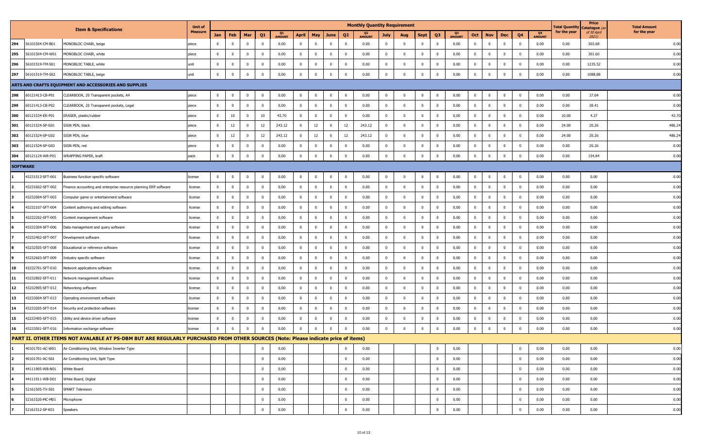| | Item & Specifications | | Unit of Measure | Monthly Quantity Requirement | | | | | | | | | | | | | | | | | | | | Total Quantity for the year | Price Catalogue (as of 30 April 2021) | Total Amount for the year |
|---|---|---|---|---|---|---|---|---|---|---|---|---|---|---|---|---|---|---|---|---|---|---|---|---|---|---|
| | | | | Jan | Feb | Mar | Q1 | Q1 AMOUNT | April | May | June | Q2 | Q2 AMOUNT | July | Aug | Sept | Q3 | Q3 AMOUNT | Oct | Nov | Dec | Q4 | Q4 AMOUNT | | | |
| 294 | 56101504-CM-B01 | MONOBLOC CHAIR, beige | piece | 0 | 0 | 0 | 0 | 0.00 | 0 | 0 | 0 | 0 | 0.00 | 0 | 0 | 0 | 0 | 0.00 | 0 | 0 | 0 | 0 | 0.00 | 0.00 | 303.68 | 0.00 |
| 295 | 56101504-CM-W01 | MONOBLOC CHAIR, white | piece | 0 | 0 | 0 | 0 | 0.00 | 0 | 0 | 0 | 0 | 0.00 | 0 | 0 | 0 | 0 | 0.00 | 0 | 0 | 0 | 0 | 0.00 | 0.00 | 301.60 | 0.00 |
| 296 | 56101519-TM-S01 | MONOBLOC TABLE, white | unit | 0 | 0 | 0 | 0 | 0.00 | 0 | 0 | 0 | 0 | 0.00 | 0 | 0 | 0 | 0 | 0.00 | 0 | 0 | 0 | 0 | 0.00 | 0.00 | 1235.52 | 0.00 |
| 297 | 56101519-TM-S02 | MONOBLOC TABLE, beige | unit | 0 | 0 | 0 | 0 | 0.00 | 0 | 0 | 0 | 0 | 0.00 | 0 | 0 | 0 | 0 | 0.00 | 0 | 0 | 0 | 0 | 0.00 | 0.00 | 1088.88 | 0.00 |
| **ARTS AND CRAFTS EQUIPMENT AND ACCESSORIES AND SUPPLIES** | | | | | | | | | | | | | | | | | | | | | | | | | | |
| 298 | 60121413-CB-P01 | CLEARBOOK, 20 Transparent pockets, A4 | piece | 0 | 0 | 0 | 0 | 0.00 | 0 | 0 | 0 | 0 | 0.00 | 0 | 0 | 0 | 0 | 0.00 | 0 | 0 | 0 | 0 | 0.00 | 0.00 | 37.04 | 0.00 |
| 299 | 60121413-CB-P02 | CLEARBOOK, 20 Transparent pockets, Legal | piece | 0 | 0 | 0 | 0 | 0.00 | 0 | 0 | 0 | 0 | 0.00 | 0 | 0 | 0 | 0 | 0.00 | 0 | 0 | 0 | 0 | 0.00 | 0.00 | 38.41 | 0.00 |
| 300 | 60121534-ER-P01 | ERASER, plastic/rubber | piece | 0 | 10 | 0 | 10 | 43.70 | 0 | 0 | 0 | 0 | 0.00 | 0 | 0 | 0 | 0 | 0.00 | 0 | 0 | 0 | 0 | 0.00 | 10.00 | 4.37 | 43.70 |
| 301 | 60121524-SP-G01 | SIGN PEN, black | piece | 0 | 12 | 0 | 12 | 243.12 | 0 | 12 | 0 | 12 | 243.12 | 0 | 0 | 0 | 0 | 0.00 | 0 | 0 | 0 | 0 | 0.00 | 24.00 | 20.26 | 486.24 |
| 302 | 60121524-SP-G02 | SIGN PEN, blue | piece | 0 | 12 | 0 | 12 | 243.12 | 0 | 12 | 0 | 12 | 243.12 | 0 | 0 | 0 | 0 | 0.00 | 0 | 0 | 0 | 0 | 0.00 | 24.00 | 20.26 | 486.24 |
| 303 | 60121524-SP-G03 | SIGN PEN, red | piece | 0 | 0 | 0 | 0 | 0.00 | 0 | 0 | 0 | 0 | 0.00 | 0 | 0 | 0 | 0 | 0.00 | 0 | 0 | 0 | 0 | 0.00 | 0.00 | 20.26 | 0.00 |
| 304 | 60121124-WR-P01 | WRAPPING PAPER, kraft | pack | 0 | 0 | 0 | 0 | 0.00 | 0 | 0 | 0 | 0 | 0.00 | 0 | 0 | 0 | 0 | 0.00 | 0 | 0 | 0 | 0 | 0.00 | 0.00 | 154.84 | 0.00 |
| **SOFTWARE** | | | | | | | | | | | | | | | | | | | | | | | | | | |
| 1 | 43231513-SFT-001 | Business function specific software | license | 0 | 0 | 0 | 0 | 0.00 | 0 | 0 | 0 | 0 | 0.00 | 0 | 0 | 0 | 0 | 0.00 | 0 | 0 | 0 | 0 | 0.00 | 0.00 | 0.00 | 0.00 |
| 2 | 43231602-SFT-002 | Finance accounting and enterprise resource planning ERP software | license | 0 | 0 | 0 | 0 | 0.00 | 0 | 0 | 0 | 0 | 0.00 | 0 | 0 | 0 | 0 | 0.00 | 0 | 0 | 0 | 0 | 0.00 | 0.00 | 0.00 | 0.00 |
| 3 | 43232004-SFT-003 | Computer game or entertainment software | license | 0 | 0 | 0 | 0 | 0.00 | 0 | 0 | 0 | 0 | 0.00 | 0 | 0 | 0 | 0 | 0.00 | 0 | 0 | 0 | 0 | 0.00 | 0.00 | 0.00 | 0.00 |
| 4 | 43232107-SFT-004 | Content authoring and editing software | license | 0 | 0 | 0 | 0 | 0.00 | 0 | 0 | 0 | 0 | 0.00 | 0 | 0 | 0 | 0 | 0.00 | 0 | 0 | 0 | 0 | 0.00 | 0.00 | 0.00 | 0.00 |
| 5 | 43232202-SFT-005 | Content management software | license | 0 | 0 | 0 | 0 | 0.00 | 0 | 0 | 0 | 0 | 0.00 | 0 | 0 | 0 | 0 | 0.00 | 0 | 0 | 0 | 0 | 0.00 | 0.00 | 0.00 | 0.00 |
| 6 | 43232304-SFT-006 | Data management and query software | license | 0 | 0 | 0 | 0 | 0.00 | 0 | 0 | 0 | 0 | 0.00 | 0 | 0 | 0 | 0 | 0.00 | 0 | 0 | 0 | 0 | 0.00 | 0.00 | 0.00 | 0.00 |
| 7 | 43232402-SFT-007 | Development software | license | 0 | 0 | 0 | 0 | 0.00 | 0 | 0 | 0 | 0 | 0.00 | 0 | 0 | 0 | 0 | 0.00 | 0 | 0 | 0 | 0 | 0.00 | 0.00 | 0.00 | 0.00 |
| 8 | 43232505-SFT-008 | Educational or reference software | license | 0 | 0 | 0 | 0 | 0.00 | 0 | 0 | 0 | 0 | 0.00 | 0 | 0 | 0 | 0 | 0.00 | 0 | 0 | 0 | 0 | 0.00 | 0.00 | 0.00 | 0.00 |
| 9 | 43232603-SFT-009 | Industry specific software | license | 0 | 0 | 0 | 0 | 0.00 | 0 | 0 | 0 | 0 | 0.00 | 0 | 0 | 0 | 0 | 0.00 | 0 | 0 | 0 | 0 | 0.00 | 0.00 | 0.00 | 0.00 |
| 10 | 43232701-SFT-010 | Network applications software | license | 0 | 0 | 0 | 0 | 0.00 | 0 | 0 | 0 | 0 | 0.00 | 0 | 0 | 0 | 0 | 0.00 | 0 | 0 | 0 | 0 | 0.00 | 0.00 | 0.00 | 0.00 |
| 11 | 43232802-SFT-011 | Network management software | license | 0 | 0 | 0 | 0 | 0.00 | 0 | 0 | 0 | 0 | 0.00 | 0 | 0 | 0 | 0 | 0.00 | 0 | 0 | 0 | 0 | 0.00 | 0.00 | 0.00 | 0.00 |
| 12 | 43232905-SFT-012 | Networking software | license | 0 | 0 | 0 | 0 | 0.00 | 0 | 0 | 0 | 0 | 0.00 | 0 | 0 | 0 | 0 | 0.00 | 0 | 0 | 0 | 0 | 0.00 | 0.00 | 0.00 | 0.00 |
| 13 | 43233004-SFT-013 | Operating environment software | license | 0 | 0 | 0 | 0 | 0.00 | 0 | 0 | 0 | 0 | 0.00 | 0 | 0 | 0 | 0 | 0.00 | 0 | 0 | 0 | 0 | 0.00 | 0.00 | 0.00 | 0.00 |
| 14 | 43233205-SFT-014 | Security and protection software | license | 0 | 0 | 0 | 0 | 0.00 | 0 | 0 | 0 | 0 | 0.00 | 0 | 0 | 0 | 0 | 0.00 | 0 | 0 | 0 | 0 | 0.00 | 0.00 | 0.00 | 0.00 |
| 15 | 43233405-SFT-015 | Utility and device driver software | license | 0 | 0 | 0 | 0 | 0.00 | 0 | 0 | 0 | 0 | 0.00 | 0 | 0 | 0 | 0 | 0.00 | 0 | 0 | 0 | 0 | 0.00 | 0.00 | 0.00 | 0.00 |
| 16 | 43233501-SFT-016 | Information exchange software | license | 0 | 0 | 0 | 0 | 0.00 | 0 | 0 | 0 | 0 | 0.00 | 0 | 0 | 0 | 0 | 0.00 | 0 | 0 | 0 | 0 | 0.00 | 0.00 | 0.00 | 0.00 |
| **PART II. OTHER ITEMS NOT AVALABLE AT PS-DBM BUT ARE REGULARLY PURCHASED FROM OTHER SOURCES (Note: Please indicate price of items)** | | | | | | | | | | | | | | | | | | | | | | | | | | |
| 1 | 40101701-AC-W01 | Air Conditioning Unit, Window Inverter Type | | | | | 0 | 0.00 | | | | 0 | 0.00 | | | | 0 | 0.00 | | | | 0 | 0.00 | 0.00 | 0.00 | 0.00 |
| 2 | 40101701-AC-S01 | Air Conditioning Unit, Split Type | | | | | 0 | 0.00 | | | | 0 | 0.00 | | | | 0 | 0.00 | | | | 0 | 0.00 | 0.00 | 0.00 | 0.00 |
| 3 | 44111905-WB-N01 | White Board | | | | | 0 | 0.00 | | | | 0 | 0.00 | | | | 0 | 0.00 | | | | 0 | 0.00 | 0.00 | 0.00 | 0.00 |
| 4 | 44111911-WB-D01 | White Board, Digital | | | | | 0 | 0.00 | | | | 0 | 0.00 | | | | 0 | 0.00 | | | | 0 | 0.00 | 0.00 | 0.00 | 0.00 |
| 5 | 52161505-TV-S01 | SMART Television | | | | | 0 | 0.00 | | | | 0 | 0.00 | | | | 0 | 0.00 | | | | 0 | 0.00 | 0.00 | 0.00 | 0.00 |
| 6 | 52161520-MC-M01 | Microphone | | | | | 0 | 0.00 | | | | 0 | 0.00 | | | | 0 | 0.00 | | | | 0 | 0.00 | 0.00 | 0.00 | 0.00 |
| 7 | 52161512-SP-K01 | Speakers | | | | | 0 | 0.00 | | | | 0 | 0.00 | | | | 0 | 0.00 | | | | 0 | 0.00 | 0.00 | 0.00 | 0.00 |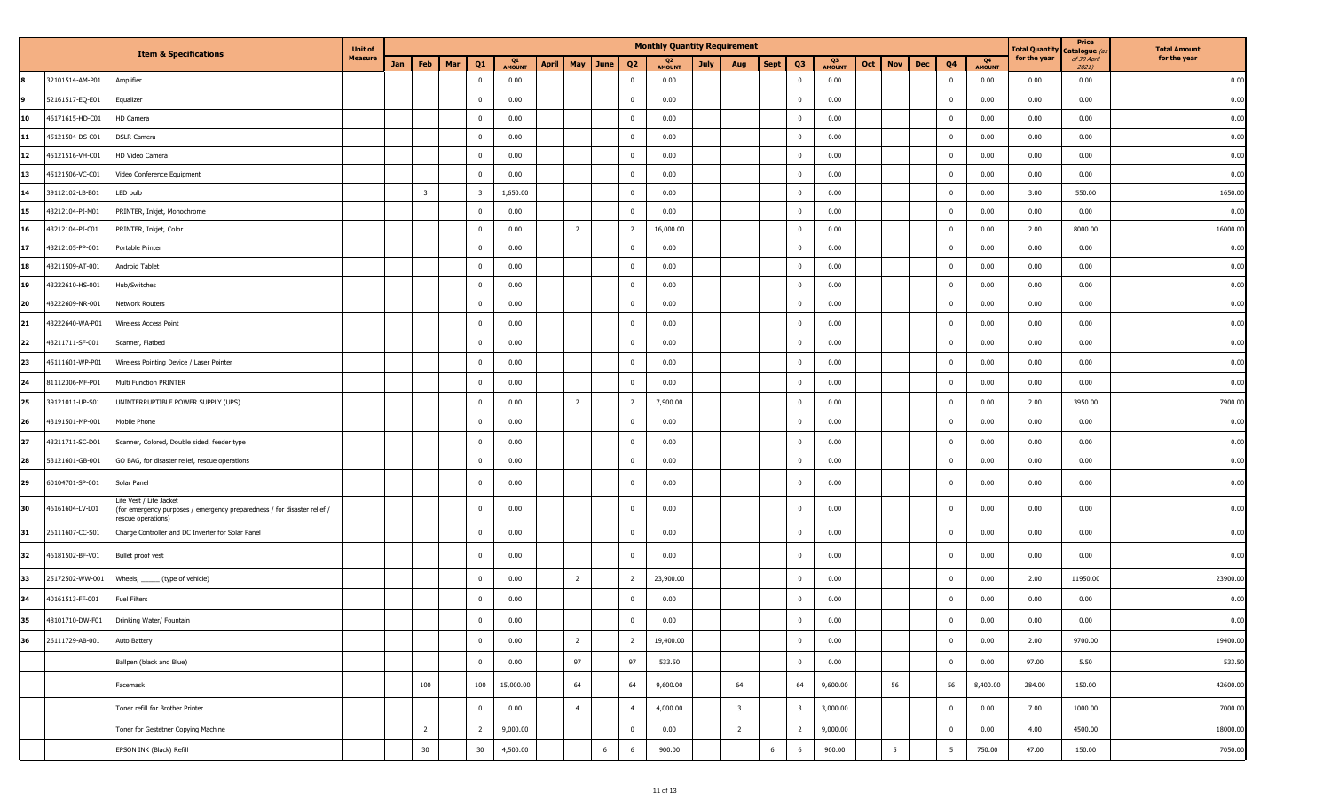| | Item & Specifications | | Unit of Measure | Monthly Quantity Requirement | | | | | | | | | | | | | | | | | | | | Total Quantity for the year | Price Catalogue (as of 30 April 2021) | Total Amount for the year |
|---|---|---|---|---|---|---|---|---|---|---|---|---|---|---|---|---|---|---|---|---|---|---|---|---|---|---|
| | | | | Jan | Feb | Mar | Q1 | Q1 AMOUNT | April | May | June | Q2 | Q2 AMOUNT | July | Aug | Sept | Q3 | Q3 AMOUNT | Oct | Nov | Dec | Q4 | Q4 AMOUNT | | | |
| 8 | 32101514-AM-P01 | Amplifier | | | | | 0 | 0.00 | | | | 0 | 0.00 | | | | 0 | 0.00 | | | | 0 | 0.00 | 0.00 | 0.00 | 0.00 |
| 9 | 52161517-EQ-E01 | Equalizer | | | | | 0 | 0.00 | | | | 0 | 0.00 | | | | 0 | 0.00 | | | | 0 | 0.00 | 0.00 | 0.00 | 0.00 |
| 10 | 46171615-HD-C01 | HD Camera | | | | | 0 | 0.00 | | | | 0 | 0.00 | | | | 0 | 0.00 | | | | 0 | 0.00 | 0.00 | 0.00 | 0.00 |
| 11 | 45121504-DS-C01 | DSLR Camera | | | | | 0 | 0.00 | | | | 0 | 0.00 | | | | 0 | 0.00 | | | | 0 | 0.00 | 0.00 | 0.00 | 0.00 |
| 12 | 45121516-VH-C01 | HD Video Camera | | | | | 0 | 0.00 | | | | 0 | 0.00 | | | | 0 | 0.00 | | | | 0 | 0.00 | 0.00 | 0.00 | 0.00 |
| 13 | 45121506-VC-C01 | Video Conference Equipment | | | | | 0 | 0.00 | | | | 0 | 0.00 | | | | 0 | 0.00 | | | | 0 | 0.00 | 0.00 | 0.00 | 0.00 |
| 14 | 39112102-LB-B01 | LED bulb | | | 3 | | 3 | 1,650.00 | | | | 0 | 0.00 | | | | 0 | 0.00 | | | | 0 | 0.00 | 3.00 | 550.00 | 1650.00 |
| 15 | 43212104-PI-M01 | PRINTER, Inkjet, Monochrome | | | | | 0 | 0.00 | | | | 0 | 0.00 | | | | 0 | 0.00 | | | | 0 | 0.00 | 0.00 | 0.00 | 0.00 |
| 16 | 43212104-PI-C01 | PRINTER, Inkjet, Color | | | | | 0 | 0.00 | | 2 | | 2 | 16,000.00 | | | | 0 | 0.00 | | | | 0 | 0.00 | 2.00 | 8000.00 | 16000.00 |
| 17 | 43212105-PP-001 | Portable Printer | | | | | 0 | 0.00 | | | | 0 | 0.00 | | | | 0 | 0.00 | | | | 0 | 0.00 | 0.00 | 0.00 | 0.00 |
| 18 | 43211509-AT-001 | Android Tablet | | | | | 0 | 0.00 | | | | 0 | 0.00 | | | | 0 | 0.00 | | | | 0 | 0.00 | 0.00 | 0.00 | 0.00 |
| 19 | 43222610-HS-001 | Hub/Switches | | | | | 0 | 0.00 | | | | 0 | 0.00 | | | | 0 | 0.00 | | | | 0 | 0.00 | 0.00 | 0.00 | 0.00 |
| 20 | 43222609-NR-001 | Network Routers | | | | | 0 | 0.00 | | | | 0 | 0.00 | | | | 0 | 0.00 | | | | 0 | 0.00 | 0.00 | 0.00 | 0.00 |
| 21 | 43222640-WA-P01 | Wireless Access Point | | | | | 0 | 0.00 | | | | 0 | 0.00 | | | | 0 | 0.00 | | | | 0 | 0.00 | 0.00 | 0.00 | 0.00 |
| 22 | 43211711-SF-001 | Scanner, Flatbed | | | | | 0 | 0.00 | | | | 0 | 0.00 | | | | 0 | 0.00 | | | | 0 | 0.00 | 0.00 | 0.00 | 0.00 |
| 23 | 45111601-WP-P01 | Wireless Pointing Device / Laser Pointer | | | | | 0 | 0.00 | | | | 0 | 0.00 | | | | 0 | 0.00 | | | | 0 | 0.00 | 0.00 | 0.00 | 0.00 |
| 24 | 81112306-MF-P01 | Multi Function PRINTER | | | | | 0 | 0.00 | | | | 0 | 0.00 | | | | 0 | 0.00 | | | | 0 | 0.00 | 0.00 | 0.00 | 0.00 |
| 25 | 39121011-UP-S01 | UNINTERRUPTIBLE POWER SUPPLY (UPS) | | | | | 0 | 0.00 | | 2 | | 2 | 7,900.00 | | | | 0 | 0.00 | | | | 0 | 0.00 | 2.00 | 3950.00 | 7900.00 |
| 26 | 43191501-MP-001 | Mobile Phone | | | | | 0 | 0.00 | | | | 0 | 0.00 | | | | 0 | 0.00 | | | | 0 | 0.00 | 0.00 | 0.00 | 0.00 |
| 27 | 43211711-SC-D01 | Scanner, Colored, Double sided, feeder type | | | | | 0 | 0.00 | | | | 0 | 0.00 | | | | 0 | 0.00 | | | | 0 | 0.00 | 0.00 | 0.00 | 0.00 |
| 28 | 53121601-GB-001 | GO BAG, for disaster relief, rescue operations | | | | | 0 | 0.00 | | | | 0 | 0.00 | | | | 0 | 0.00 | | | | 0 | 0.00 | 0.00 | 0.00 | 0.00 |
| 29 | 60104701-SP-001 | Solar Panel | | | | | 0 | 0.00 | | | | 0 | 0.00 | | | | 0 | 0.00 | | | | 0 | 0.00 | 0.00 | 0.00 | 0.00 |
| 30 | 46161604-LV-L01 | Life Vest / Life Jacket (for emergency purposes / emergency preparedness / for disaster relief / rescue operations) | | | | | 0 | 0.00 | | | | 0 | 0.00 | | | | 0 | 0.00 | | | | 0 | 0.00 | 0.00 | 0.00 | 0.00 |
| 31 | 26111607-CC-S01 | Charge Controller and DC Inverter for Solar Panel | | | | | 0 | 0.00 | | | | 0 | 0.00 | | | | 0 | 0.00 | | | | 0 | 0.00 | 0.00 | 0.00 | 0.00 |
| 32 | 46181502-BF-V01 | Bullet proof vest | | | | | 0 | 0.00 | | | | 0 | 0.00 | | | | 0 | 0.00 | | | | 0 | 0.00 | 0.00 | 0.00 | 0.00 |
| 33 | 25172502-WW-001 | Wheels, ______ (type of vehicle) | | | | | 0 | 0.00 | | 2 | | 2 | 23,900.00 | | | | 0 | 0.00 | | | | 0 | 0.00 | 2.00 | 11950.00 | 23900.00 |
| 34 | 40161513-FF-001 | Fuel Filters | | | | | 0 | 0.00 | | | | 0 | 0.00 | | | | 0 | 0.00 | | | | 0 | 0.00 | 0.00 | 0.00 | 0.00 |
| 35 | 48101710-DW-F01 | Drinking Water/ Fountain | | | | | 0 | 0.00 | | | | 0 | 0.00 | | | | 0 | 0.00 | | | | 0 | 0.00 | 0.00 | 0.00 | 0.00 |
| 36 | 26111729-AB-001 | Auto Battery | | | | | 0 | 0.00 | | 2 | | 2 | 19,400.00 | | | | 0 | 0.00 | | | | 0 | 0.00 | 2.00 | 9700.00 | 19400.00 |
| | | Ballpen (black and Blue) | | | | | 0 | 0.00 | | 97 | | 97 | 533.50 | | | | 0 | 0.00 | | | | 0 | 0.00 | 97.00 | 5.50 | 533.50 |
| | | Facemask | | | 100 | | 100 | 15,000.00 | | 64 | | 64 | 9,600.00 | | 64 | | 64 | 9,600.00 | | 56 | | 56 | 8,400.00 | 284.00 | 150.00 | 42600.00 |
| | | Toner refill for Brother Printer | | | | | 0 | 0.00 | | 4 | | 4 | 4,000.00 | | 3 | | 3 | 3,000.00 | | | | 0 | 0.00 | 7.00 | 1000.00 | 7000.00 |
| | | Toner for Gestetner Copying Machine | | | 2 | | 2 | 9,000.00 | | | | 0 | 0.00 | | 2 | | 2 | 9,000.00 | | | | 0 | 0.00 | 4.00 | 4500.00 | 18000.00 |
| | | EPSON INK (Black) Refill | | | 30 | | 30 | 4,500.00 | | | 6 | 6 | 900.00 | | | 6 | 6 | 900.00 | | 5 | | 5 | 750.00 | 47.00 | 150.00 | 7050.00 |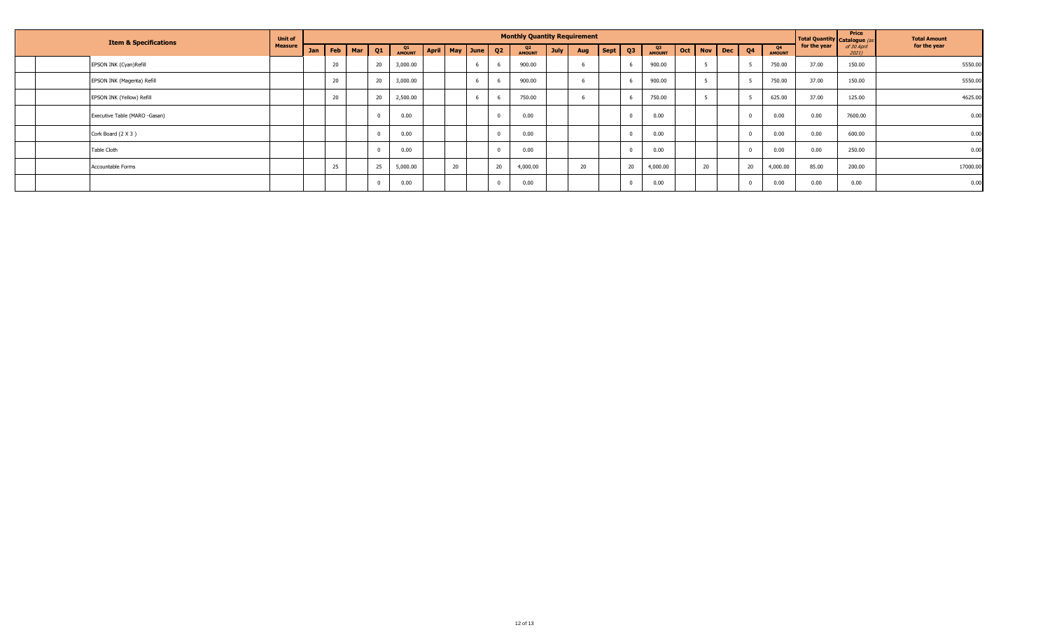| | | Item & Specifications | Unit of Measure | Monthly Quantity Requirement | | | | | | | | | | | | | | | | | | | | Total Quantity for the year | Price Catalogue (as of 30 April 2021) | Total Amount for the year |
|---|---|---|---|---|---|---|---|---|---|---|---|---|---|---|---|---|---|---|---|---|---|---|---|---|---|---|
| | | | | Jan | Feb | Mar | Q1 | Q1 AMOUNT | April | May | June | Q2 | Q2 AMOUNT | July | Aug | Sept | Q3 | Q3 AMOUNT | Oct | Nov | Dec | Q4 | Q4 AMOUNT | | | |
| | | EPSON INK (Cyan)Refill | | | 20 | | 20 | 3,000.00 | | | 6 | 6 | 900.00 | | 6 | | 6 | 900.00 | | 5 | | 5 | 750.00 | 37.00 | 150.00 | 5550.00 |
| | | EPSON INK (Magenta) Refill | | | 20 | | 20 | 3,000.00 | | | 6 | 6 | 900.00 | | 6 | | 6 | 900.00 | | 5 | | 5 | 750.00 | 37.00 | 150.00 | 5550.00 |
| | | EPSON INK (Yellow) Refill | | | 20 | | 20 | 2,500.00 | | | 6 | 6 | 750.00 | | 6 | | 6 | 750.00 | | 5 | | 5 | 625.00 | 37.00 | 125.00 | 4625.00 |
| | | Executive Table (MARO -Gasan) | | | | | 0 | 0.00 | | | | 0 | 0.00 | | | | 0 | 0.00 | | | | 0 | 0.00 | 0.00 | 7600.00 | 0.00 |
| | | Cork Board (2 X 3 ) | | | | | 0 | 0.00 | | | | 0 | 0.00 | | | | 0 | 0.00 | | | | 0 | 0.00 | 0.00 | 600.00 | 0.00 |
| | | Table Cloth | | | | | 0 | 0.00 | | | | 0 | 0.00 | | | | 0 | 0.00 | | | | 0 | 0.00 | 0.00 | 250.00 | 0.00 |
| | | Accountable Forms | | | 25 | | 25 | 5,000.00 | | 20 | | 20 | 4,000.00 | | 20 | | 20 | 4,000.00 | | 20 | | 20 | 4,000.00 | 85.00 | 200.00 | 17000.00 |
| | | | | | | | 0 | 0.00 | | | | 0 | 0.00 | | | | 0 | 0.00 | | | | 0 | 0.00 | 0.00 | 0.00 | 0.00 |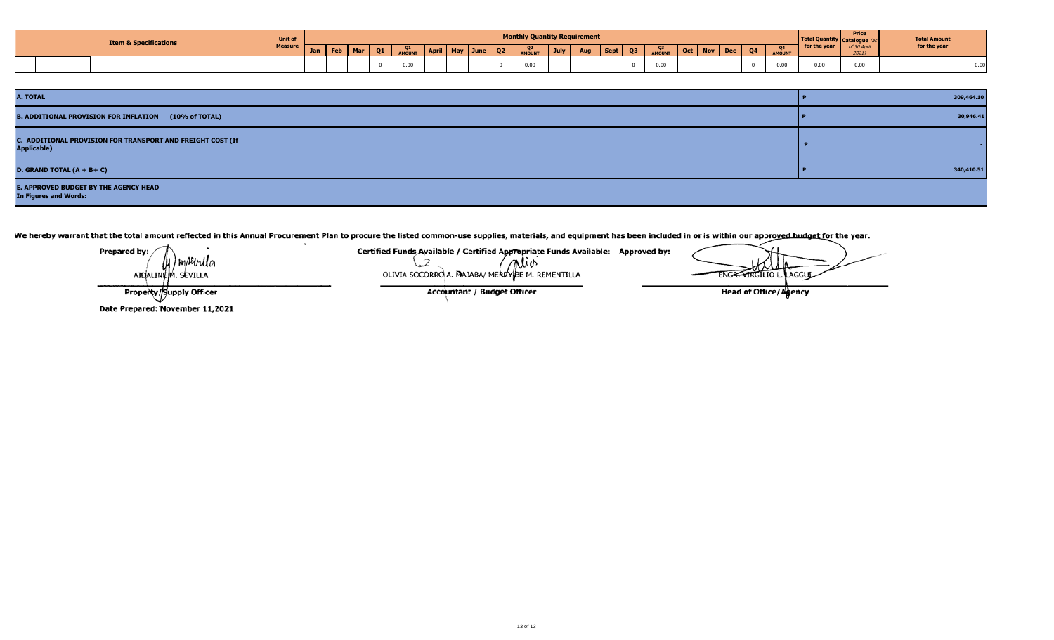| Item & Specifications | | | Unit of Measure | Monthly Quantity Requirement | | | | | | | | | | | | | | | | | | | | Total Quantity for the year | Price Catalogue (as of 30 April 2021) | Total Amount for the year |
|---|---|---|---|---|---|---|---|---|---|---|---|---|---|---|---|---|---|---|---|---|---|---|---|---|---|---|
| | | | | Jan | Feb | Mar | Q1 | Q1 AMOUNT | April | May | June | Q2 | Q2 AMOUNT | July | Aug | Sept | Q3 | Q3 AMOUNT | Oct | Nov | Dec | Q4 | Q4 AMOUNT | | | |
| | | | | | | | 0 | 0.00 | | | | 0 | 0.00 | | | | 0 | 0.00 | | | | 0 | 0.00 | 0.00 | 0.00 | 0.00 |

| | | |
|---|---|---|
| A. TOTAL | P | 309,464.10 |
| B. ADDITIONAL PROVISION FOR INFLATION (10% of TOTAL) | P | 30,946.41 |
| C. ADDITIONAL PROVISION FOR TRANSPORT AND FREIGHT COST (If Applicable) | P | - |
| D. GRAND TOTAL (A + B+ C) | P | 340,410.51 |
| E. APPROVED BUDGET BY THE AGENCY HEAD In Figures and Words: | | |

We hereby warrant that the total amount reflected in this Annual Procurement Plan to procure the listed common-use supplies, materials, and equipment has been included in or is within our approved budget for the year.

Prepared by:

AIDALINE M. SEVILLA
Property/Supply Officer

Date Prepared: November 11,2021

Certified Funds Available / Certified Appropriate Funds Available:

OLIVIA SOCORRO A. MAJABA/ MERRY BE M. REMENTILLA
Accountant / Budget Officer

Approved by:

ENGR. VIRGILIO L. LAGGUI
Head of Office/Agency